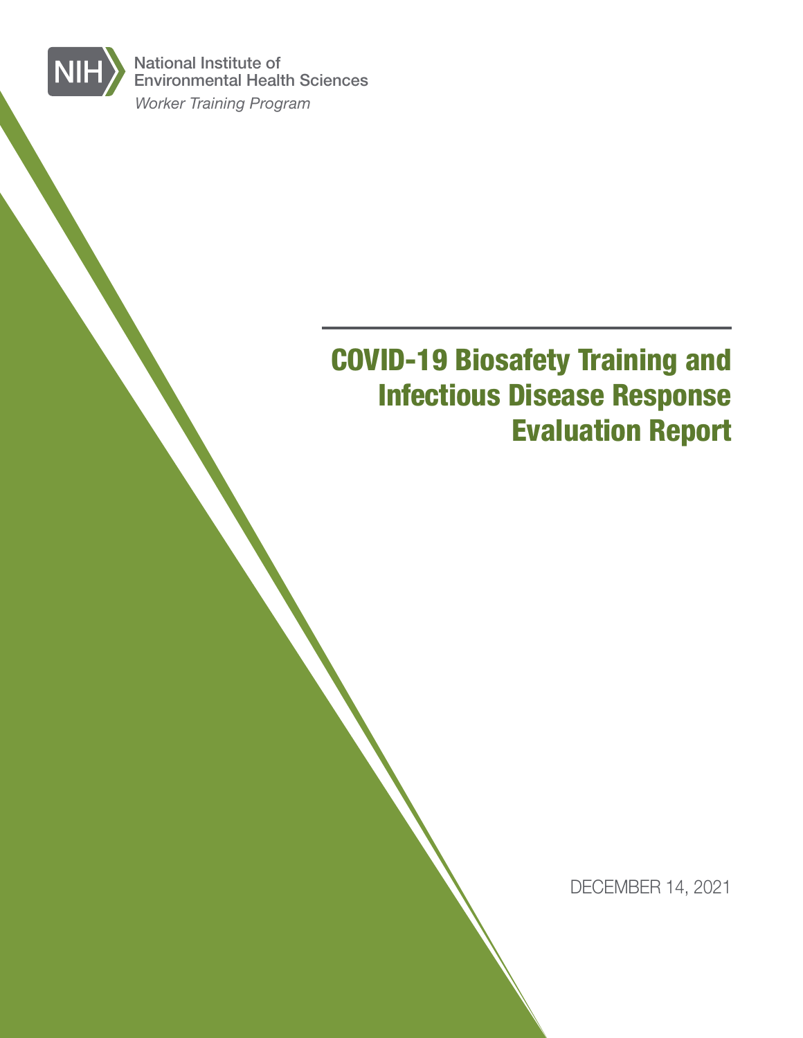National Institute of Environmental Health Sciences

*Worker Training Program*

# COVID-19 Biosafety Training and Infectious Disease Response Evaluation Report

DECEMBER 14, 2021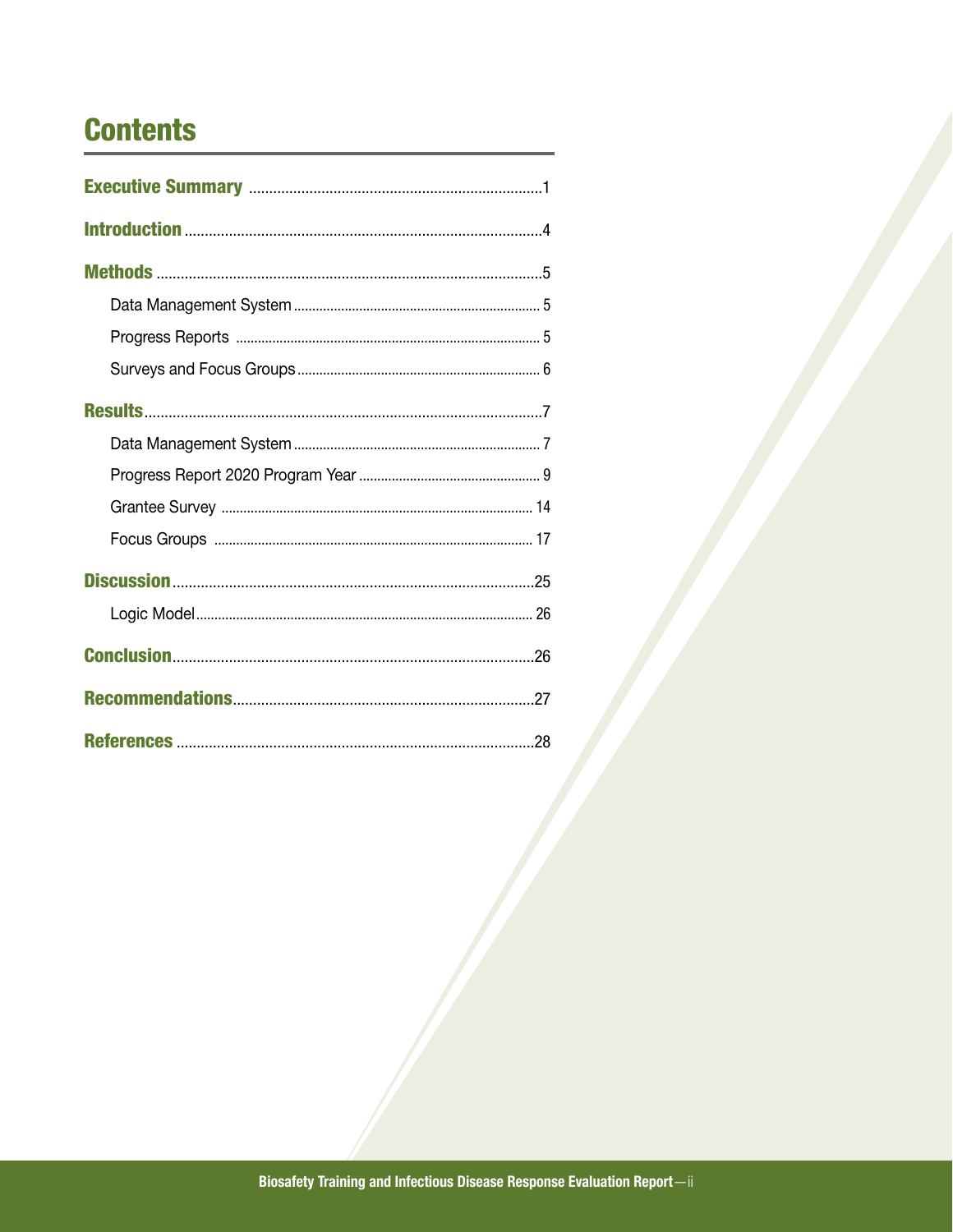# Contents

**Executive Summary** ........................................................................ 1

**Introduction** ........................................................................ 4

**Methods** ........................................................................ 5

- Data Management System ........................................................................ 5
- Progress Reports ........................................................................ 5
- Surveys and Focus Groups ........................................................................ 6

**Results** ........................................................................ 7

- Data Management System ........................................................................ 7
- Progress Report 2020 Program Year ........................................................................ 9
- Grantee Survey ........................................................................ 14
- Focus Groups ........................................................................ 17

**Discussion** ........................................................................ 25

- Logic Model ........................................................................ 26

**Conclusion** ........................................................................ 26

**Recommendations** ........................................................................ 27

**References** ........................................................................ 28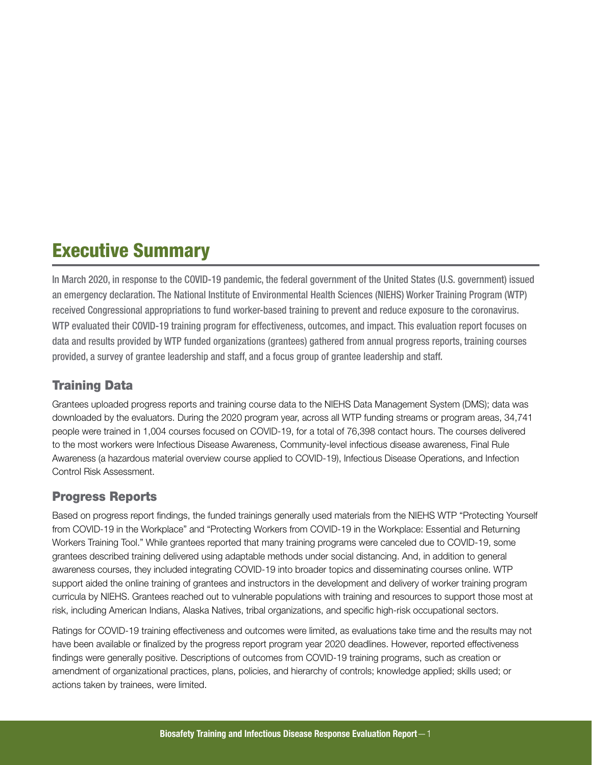# Executive Summary

In March 2020, in response to the COVID-19 pandemic, the federal government of the United States (U.S. government) issued an emergency declaration. The National Institute of Environmental Health Sciences (NIEHS) Worker Training Program (WTP) received Congressional appropriations to fund worker-based training to prevent and reduce exposure to the coronavirus. WTP evaluated their COVID-19 training program for effectiveness, outcomes, and impact. This evaluation report focuses on data and results provided by WTP funded organizations (grantees) gathered from annual progress reports, training courses provided, a survey of grantee leadership and staff, and a focus group of grantee leadership and staff.

## Training Data

Grantees uploaded progress reports and training course data to the NIEHS Data Management System (DMS); data was downloaded by the evaluators. During the 2020 program year, across all WTP funding streams or program areas, 34,741 people were trained in 1,004 courses focused on COVID-19, for a total of 76,398 contact hours. The courses delivered to the most workers were Infectious Disease Awareness, Community-level infectious disease awareness, Final Rule Awareness (a hazardous material overview course applied to COVID-19), Infectious Disease Operations, and Infection Control Risk Assessment.

## Progress Reports

Based on progress report findings, the funded trainings generally used materials from the NIEHS WTP "Protecting Yourself from COVID-19 in the Workplace" and "Protecting Workers from COVID-19 in the Workplace: Essential and Returning Workers Training Tool." While grantees reported that many training programs were canceled due to COVID-19, some grantees described training delivered using adaptable methods under social distancing. And, in addition to general awareness courses, they included integrating COVID-19 into broader topics and disseminating courses online. WTP support aided the online training of grantees and instructors in the development and delivery of worker training program curricula by NIEHS. Grantees reached out to vulnerable populations with training and resources to support those most at risk, including American Indians, Alaska Natives, tribal organizations, and specific high-risk occupational sectors.

Ratings for COVID-19 training effectiveness and outcomes were limited, as evaluations take time and the results may not have been available or finalized by the progress report program year 2020 deadlines. However, reported effectiveness findings were generally positive. Descriptions of outcomes from COVID-19 training programs, such as creation or amendment of organizational practices, plans, policies, and hierarchy of controls; knowledge applied; skills used; or actions taken by trainees, were limited.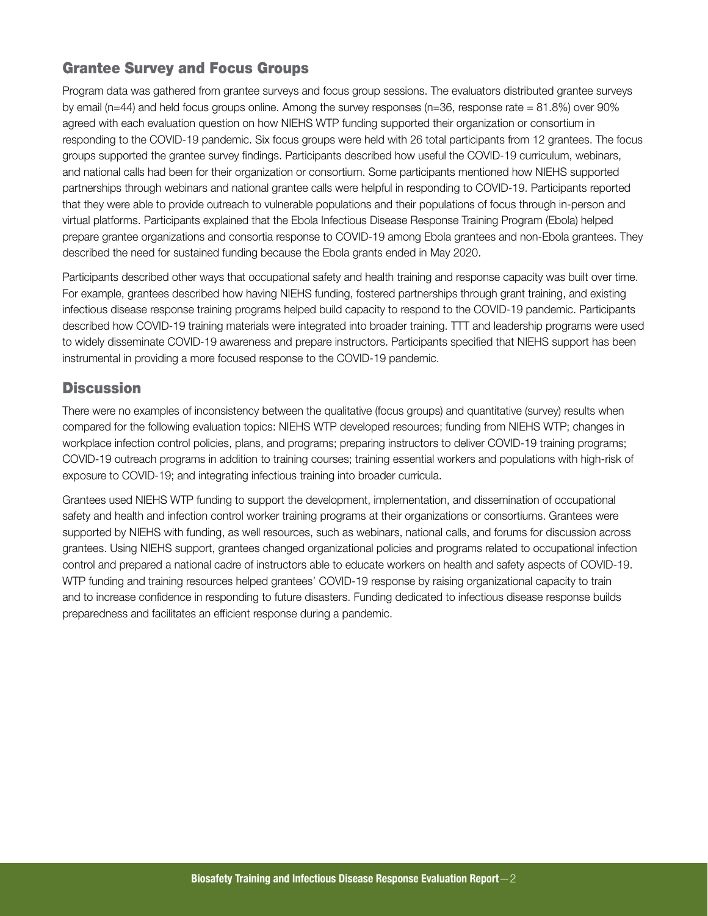## Grantee Survey and Focus Groups

Program data was gathered from grantee surveys and focus group sessions. The evaluators distributed grantee surveys by email (n=44) and held focus groups online. Among the survey responses (n=36, response rate = 81.8%) over 90% agreed with each evaluation question on how NIEHS WTP funding supported their organization or consortium in responding to the COVID-19 pandemic. Six focus groups were held with 26 total participants from 12 grantees. The focus groups supported the grantee survey findings. Participants described how useful the COVID-19 curriculum, webinars, and national calls had been for their organization or consortium. Some participants mentioned how NIEHS supported partnerships through webinars and national grantee calls were helpful in responding to COVID-19. Participants reported that they were able to provide outreach to vulnerable populations and their populations of focus through in-person and virtual platforms. Participants explained that the Ebola Infectious Disease Response Training Program (Ebola) helped prepare grantee organizations and consortia response to COVID-19 among Ebola grantees and non-Ebola grantees. They described the need for sustained funding because the Ebola grants ended in May 2020.

Participants described other ways that occupational safety and health training and response capacity was built over time. For example, grantees described how having NIEHS funding, fostered partnerships through grant training, and existing infectious disease response training programs helped build capacity to respond to the COVID-19 pandemic. Participants described how COVID-19 training materials were integrated into broader training. TTT and leadership programs were used to widely disseminate COVID-19 awareness and prepare instructors. Participants specified that NIEHS support has been instrumental in providing a more focused response to the COVID-19 pandemic.

## Discussion

There were no examples of inconsistency between the qualitative (focus groups) and quantitative (survey) results when compared for the following evaluation topics: NIEHS WTP developed resources; funding from NIEHS WTP; changes in workplace infection control policies, plans, and programs; preparing instructors to deliver COVID-19 training programs; COVID-19 outreach programs in addition to training courses; training essential workers and populations with high-risk of exposure to COVID-19; and integrating infectious training into broader curricula.

Grantees used NIEHS WTP funding to support the development, implementation, and dissemination of occupational safety and health and infection control worker training programs at their organizations or consortiums. Grantees were supported by NIEHS with funding, as well resources, such as webinars, national calls, and forums for discussion across grantees. Using NIEHS support, grantees changed organizational policies and programs related to occupational infection control and prepared a national cadre of instructors able to educate workers on health and safety aspects of COVID-19. WTP funding and training resources helped grantees' COVID-19 response by raising organizational capacity to train and to increase confidence in responding to future disasters. Funding dedicated to infectious disease response builds preparedness and facilitates an efficient response during a pandemic.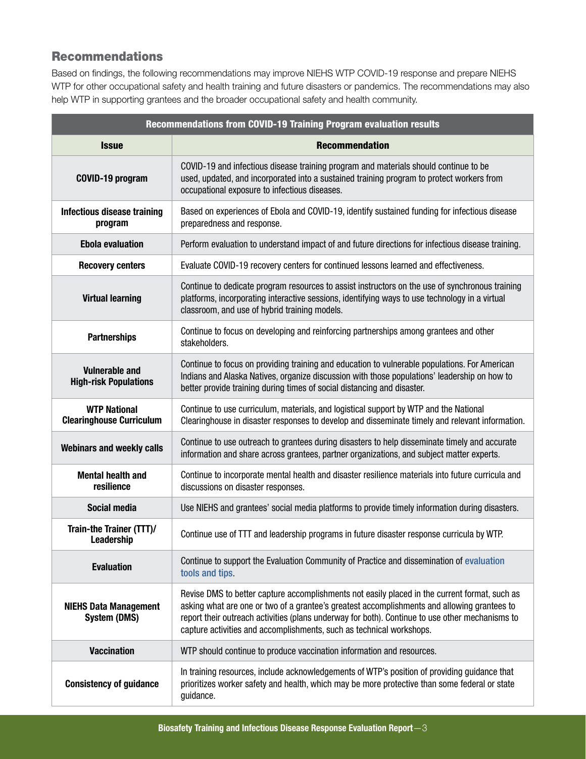## Recommendations

Based on findings, the following recommendations may improve NIEHS WTP COVID-19 response and prepare NIEHS WTP for other occupational safety and health training and future disasters or pandemics. The recommendations may also help WTP in supporting grantees and the broader occupational safety and health community.

| Recommendations from COVID-19 Training Program evaluation results | |
|---|---|
| **Issue** | **Recommendation** |
| **COVID-19 program** | COVID-19 and infectious disease training program and materials should continue to be used, updated, and incorporated into a sustained training program to protect workers from occupational exposure to infectious diseases. |
| **Infectious disease training program** | Based on experiences of Ebola and COVID-19, identify sustained funding for infectious disease preparedness and response. |
| **Ebola evaluation** | Perform evaluation to understand impact of and future directions for infectious disease training. |
| **Recovery centers** | Evaluate COVID-19 recovery centers for continued lessons learned and effectiveness. |
| **Virtual learning** | Continue to dedicate program resources to assist instructors on the use of synchronous training platforms, incorporating interactive sessions, identifying ways to use technology in a virtual classroom, and use of hybrid training models. |
| **Partnerships** | Continue to focus on developing and reinforcing partnerships among grantees and other stakeholders. |
| **Vulnerable and High-risk Populations** | Continue to focus on providing training and education to vulnerable populations. For American Indians and Alaska Natives, organize discussion with those populations' leadership on how to better provide training during times of social distancing and disaster. |
| **WTP National Clearinghouse Curriculum** | Continue to use curriculum, materials, and logistical support by WTP and the National Clearinghouse in disaster responses to develop and disseminate timely and relevant information. |
| **Webinars and weekly calls** | Continue to use outreach to grantees during disasters to help disseminate timely and accurate information and share across grantees, partner organizations, and subject matter experts. |
| **Mental health and resilience** | Continue to incorporate mental health and disaster resilience materials into future curricula and discussions on disaster responses. |
| **Social media** | Use NIEHS and grantees' social media platforms to provide timely information during disasters. |
| **Train-the Trainer (TTT)/ Leadership** | Continue use of TTT and leadership programs in future disaster response curricula by WTP. |
| **Evaluation** | Continue to support the Evaluation Community of Practice and dissemination of evaluation tools and tips. |
| **NIEHS Data Management System (DMS)** | Revise DMS to better capture accomplishments not easily placed in the current format, such as asking what are one or two of a grantee's greatest accomplishments and allowing grantees to report their outreach activities (plans underway for both). Continue to use other mechanisms to capture activities and accomplishments, such as technical workshops. |
| **Vaccination** | WTP should continue to produce vaccination information and resources. |
| **Consistency of guidance** | In training resources, include acknowledgements of WTP's position of providing guidance that prioritizes worker safety and health, which may be more protective than some federal or state guidance. |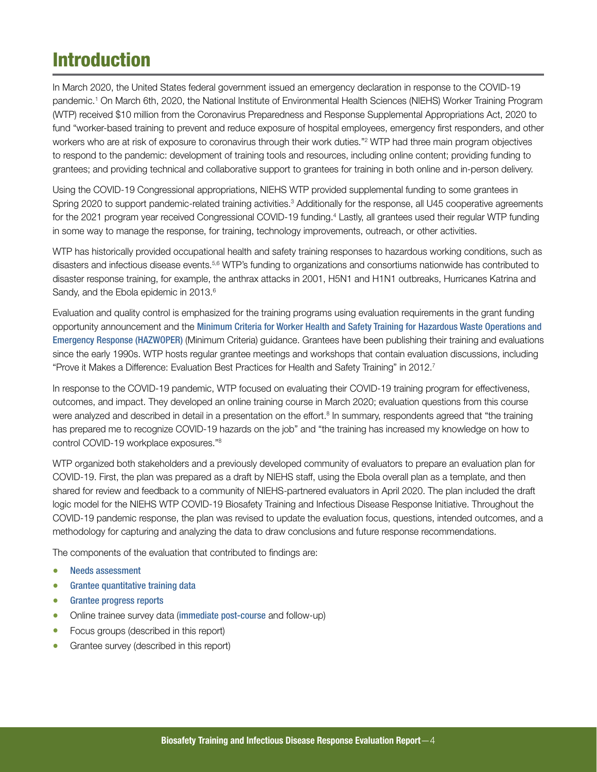# Introduction

In March 2020, the United States federal government issued an emergency declaration in response to the COVID-19 pandemic.[1] On March 6th, 2020, the National Institute of Environmental Health Sciences (NIEHS) Worker Training Program (WTP) received $10 million from the Coronavirus Preparedness and Response Supplemental Appropriations Act, 2020 to fund "worker-based training to prevent and reduce exposure of hospital employees, emergency first responders, and other workers who are at risk of exposure to coronavirus through their work duties."[2] WTP had three main program objectives to respond to the pandemic: development of training tools and resources, including online content; providing funding to grantees; and providing technical and collaborative support to grantees for training in both online and in-person delivery.

Using the COVID-19 Congressional appropriations, NIEHS WTP provided supplemental funding to some grantees in Spring 2020 to support pandemic-related training activities.[3] Additionally for the response, all U45 cooperative agreements for the 2021 program year received Congressional COVID-19 funding.[4] Lastly, all grantees used their regular WTP funding in some way to manage the response, for training, technology improvements, outreach, or other activities.

WTP has historically provided occupational health and safety training responses to hazardous working conditions, such as disasters and infectious disease events.[5,6] WTP's funding to organizations and consortiums nationwide has contributed to disaster response training, for example, the anthrax attacks in 2001, H5N1 and H1N1 outbreaks, Hurricanes Katrina and Sandy, and the Ebola epidemic in 2013.[6]

Evaluation and quality control is emphasized for the training programs using evaluation requirements in the grant funding opportunity announcement and the Minimum Criteria for Worker Health and Safety Training for Hazardous Waste Operations and Emergency Response (HAZWOPER) (Minimum Criteria) guidance. Grantees have been publishing their training and evaluations since the early 1990s. WTP hosts regular grantee meetings and workshops that contain evaluation discussions, including "Prove it Makes a Difference: Evaluation Best Practices for Health and Safety Training" in 2012.[7]

In response to the COVID-19 pandemic, WTP focused on evaluating their COVID-19 training program for effectiveness, outcomes, and impact. They developed an online training course in March 2020; evaluation questions from this course were analyzed and described in detail in a presentation on the effort.[8] In summary, respondents agreed that "the training has prepared me to recognize COVID-19 hazards on the job" and "the training has increased my knowledge on how to control COVID-19 workplace exposures."[8]

WTP organized both stakeholders and a previously developed community of evaluators to prepare an evaluation plan for COVID-19. First, the plan was prepared as a draft by NIEHS staff, using the Ebola overall plan as a template, and then shared for review and feedback to a community of NIEHS-partnered evaluators in April 2020. The plan included the draft logic model for the NIEHS WTP COVID-19 Biosafety Training and Infectious Disease Response Initiative. Throughout the COVID-19 pandemic response, the plan was revised to update the evaluation focus, questions, intended outcomes, and a methodology for capturing and analyzing the data to draw conclusions and future response recommendations.

The components of the evaluation that contributed to findings are:

- Needs assessment
- Grantee quantitative training data
- Grantee progress reports
- Online trainee survey data (immediate post-course and follow-up)
- Focus groups (described in this report)
- Grantee survey (described in this report)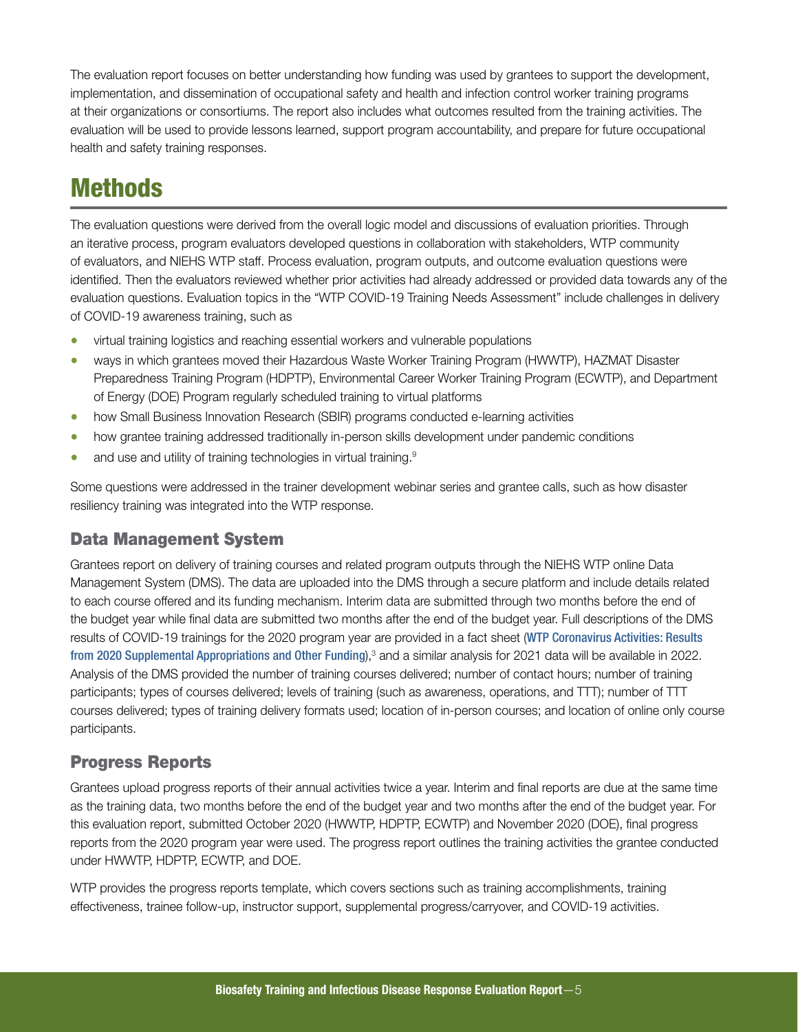The evaluation report focuses on better understanding how funding was used by grantees to support the development, implementation, and dissemination of occupational safety and health and infection control worker training programs at their organizations or consortiums. The report also includes what outcomes resulted from the training activities. The evaluation will be used to provide lessons learned, support program accountability, and prepare for future occupational health and safety training responses.

# Methods

The evaluation questions were derived from the overall logic model and discussions of evaluation priorities. Through an iterative process, program evaluators developed questions in collaboration with stakeholders, WTP community of evaluators, and NIEHS WTP staff. Process evaluation, program outputs, and outcome evaluation questions were identified. Then the evaluators reviewed whether prior activities had already addressed or provided data towards any of the evaluation questions. Evaluation topics in the "WTP COVID-19 Training Needs Assessment" include challenges in delivery of COVID-19 awareness training, such as

- virtual training logistics and reaching essential workers and vulnerable populations
- ways in which grantees moved their Hazardous Waste Worker Training Program (HWWTP), HAZMAT Disaster Preparedness Training Program (HDPTP), Environmental Career Worker Training Program (ECWTP), and Department of Energy (DOE) Program regularly scheduled training to virtual platforms
- how Small Business Innovation Research (SBIR) programs conducted e-learning activities
- how grantee training addressed traditionally in-person skills development under pandemic conditions
- and use and utility of training technologies in virtual training.[9]

Some questions were addressed in the trainer development webinar series and grantee calls, such as how disaster resiliency training was integrated into the WTP response.

## Data Management System

Grantees report on delivery of training courses and related program outputs through the NIEHS WTP online Data Management System (DMS). The data are uploaded into the DMS through a secure platform and include details related to each course offered and its funding mechanism. Interim data are submitted through two months before the end of the budget year while final data are submitted two months after the end of the budget year. Full descriptions of the DMS results of COVID-19 trainings for the 2020 program year are provided in a fact sheet (WTP Coronavirus Activities: Results from 2020 Supplemental Appropriations and Other Funding),[3] and a similar analysis for 2021 data will be available in 2022. Analysis of the DMS provided the number of training courses delivered; number of contact hours; number of training participants; types of courses delivered; levels of training (such as awareness, operations, and TTT); number of TTT courses delivered; types of training delivery formats used; location of in-person courses; and location of online only course participants.

## Progress Reports

Grantees upload progress reports of their annual activities twice a year. Interim and final reports are due at the same time as the training data, two months before the end of the budget year and two months after the end of the budget year. For this evaluation report, submitted October 2020 (HWWTP, HDPTP, ECWTP) and November 2020 (DOE), final progress reports from the 2020 program year were used. The progress report outlines the training activities the grantee conducted under HWWTP, HDPTP, ECWTP, and DOE.

WTP provides the progress reports template, which covers sections such as training accomplishments, training effectiveness, trainee follow-up, instructor support, supplemental progress/carryover, and COVID-19 activities.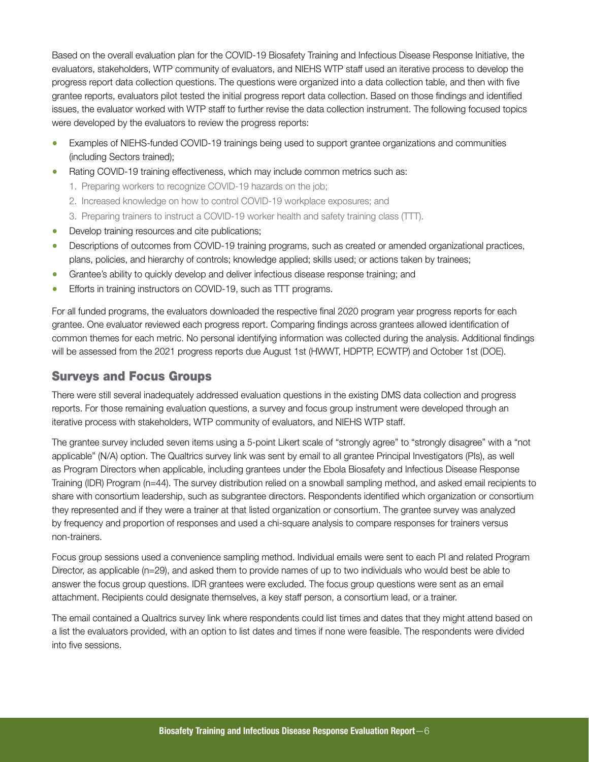Based on the overall evaluation plan for the COVID-19 Biosafety Training and Infectious Disease Response Initiative, the evaluators, stakeholders, WTP community of evaluators, and NIEHS WTP staff used an iterative process to develop the progress report data collection questions. The questions were organized into a data collection table, and then with five grantee reports, evaluators pilot tested the initial progress report data collection. Based on those findings and identified issues, the evaluator worked with WTP staff to further revise the data collection instrument. The following focused topics were developed by the evaluators to review the progress reports:

- Examples of NIEHS-funded COVID-19 trainings being used to support grantee organizations and communities (including Sectors trained);
- Rating COVID-19 training effectiveness, which may include common metrics such as:
  1. Preparing workers to recognize COVID-19 hazards on the job;
  2. Increased knowledge on how to control COVID-19 workplace exposures; and
  3. Preparing trainers to instruct a COVID-19 worker health and safety training class (TTT).
- Develop training resources and cite publications;
- Descriptions of outcomes from COVID-19 training programs, such as created or amended organizational practices, plans, policies, and hierarchy of controls; knowledge applied; skills used; or actions taken by trainees;
- Grantee's ability to quickly develop and deliver infectious disease response training; and
- Efforts in training instructors on COVID-19, such as TTT programs.

For all funded programs, the evaluators downloaded the respective final 2020 program year progress reports for each grantee. One evaluator reviewed each progress report. Comparing findings across grantees allowed identification of common themes for each metric. No personal identifying information was collected during the analysis. Additional findings will be assessed from the 2021 progress reports due August 1st (HWWT, HDPTP, ECWTP) and October 1st (DOE).

## Surveys and Focus Groups

There were still several inadequately addressed evaluation questions in the existing DMS data collection and progress reports. For those remaining evaluation questions, a survey and focus group instrument were developed through an iterative process with stakeholders, WTP community of evaluators, and NIEHS WTP staff.

The grantee survey included seven items using a 5-point Likert scale of "strongly agree" to "strongly disagree" with a "not applicable" (N/A) option. The Qualtrics survey link was sent by email to all grantee Principal Investigators (PIs), as well as Program Directors when applicable, including grantees under the Ebola Biosafety and Infectious Disease Response Training (IDR) Program (n=44). The survey distribution relied on a snowball sampling method, and asked email recipients to share with consortium leadership, such as subgrantee directors. Respondents identified which organization or consortium they represented and if they were a trainer at that listed organization or consortium. The grantee survey was analyzed by frequency and proportion of responses and used a chi-square analysis to compare responses for trainers versus non-trainers.

Focus group sessions used a convenience sampling method. Individual emails were sent to each PI and related Program Director, as applicable (n=29), and asked them to provide names of up to two individuals who would best be able to answer the focus group questions. IDR grantees were excluded. The focus group questions were sent as an email attachment. Recipients could designate themselves, a key staff person, a consortium lead, or a trainer.

The email contained a Qualtrics survey link where respondents could list times and dates that they might attend based on a list the evaluators provided, with an option to list dates and times if none were feasible. The respondents were divided into five sessions.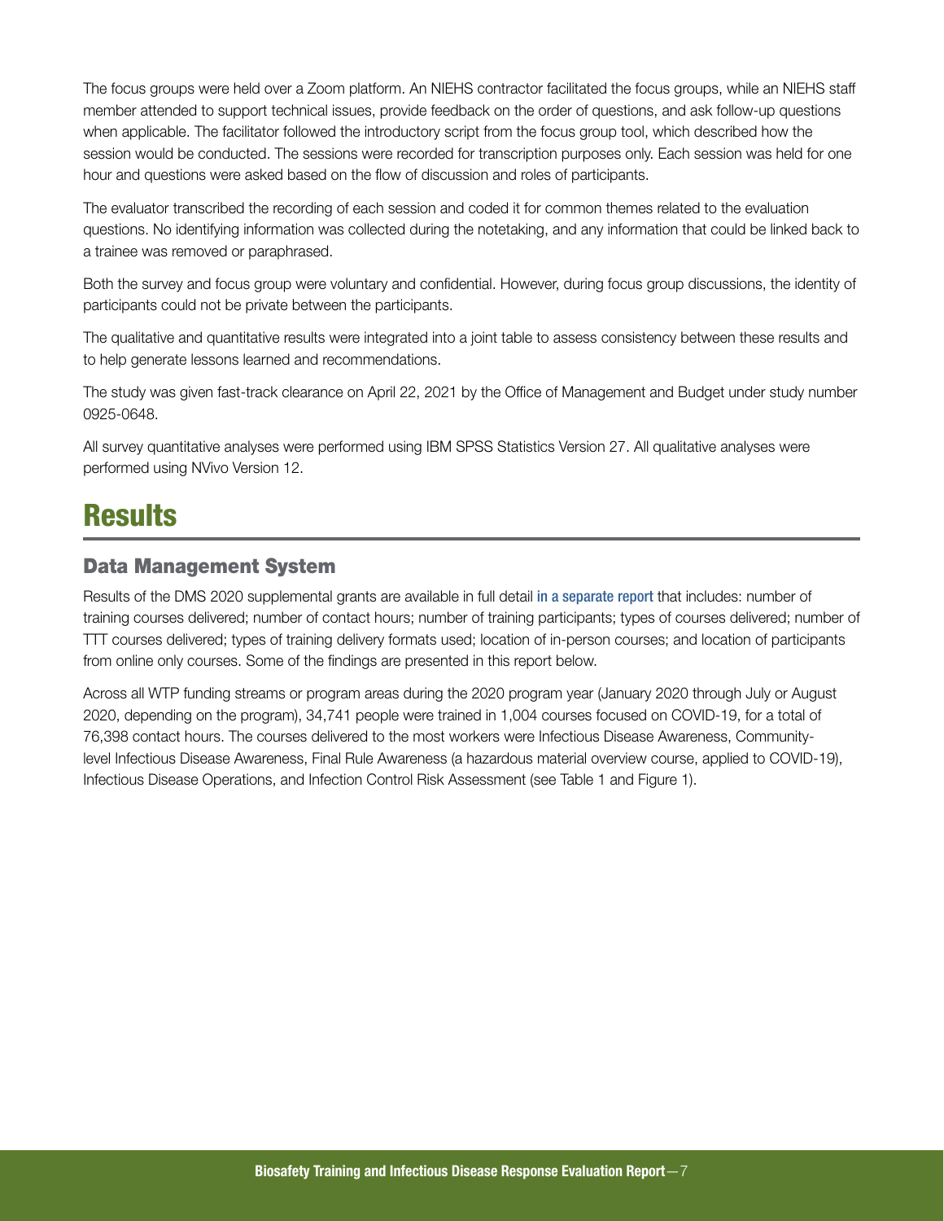The focus groups were held over a Zoom platform. An NIEHS contractor facilitated the focus groups, while an NIEHS staff member attended to support technical issues, provide feedback on the order of questions, and ask follow-up questions when applicable. The facilitator followed the introductory script from the focus group tool, which described how the session would be conducted. The sessions were recorded for transcription purposes only. Each session was held for one hour and questions were asked based on the flow of discussion and roles of participants.

The evaluator transcribed the recording of each session and coded it for common themes related to the evaluation questions. No identifying information was collected during the notetaking, and any information that could be linked back to a trainee was removed or paraphrased.

Both the survey and focus group were voluntary and confidential. However, during focus group discussions, the identity of participants could not be private between the participants.

The qualitative and quantitative results were integrated into a joint table to assess consistency between these results and to help generate lessons learned and recommendations.

The study was given fast-track clearance on April 22, 2021 by the Office of Management and Budget under study number 0925-0648.

All survey quantitative analyses were performed using IBM SPSS Statistics Version 27. All qualitative analyses were performed using NVivo Version 12.

# Results

## Data Management System

Results of the DMS 2020 supplemental grants are available in full detail in a separate report that includes: number of training courses delivered; number of contact hours; number of training participants; types of courses delivered; number of TTT courses delivered; types of training delivery formats used; location of in-person courses; and location of participants from online only courses. Some of the findings are presented in this report below.

Across all WTP funding streams or program areas during the 2020 program year (January 2020 through July or August 2020, depending on the program), 34,741 people were trained in 1,004 courses focused on COVID-19, for a total of 76,398 contact hours. The courses delivered to the most workers were Infectious Disease Awareness, Community-level Infectious Disease Awareness, Final Rule Awareness (a hazardous material overview course, applied to COVID-19), Infectious Disease Operations, and Infection Control Risk Assessment (see Table 1 and Figure 1).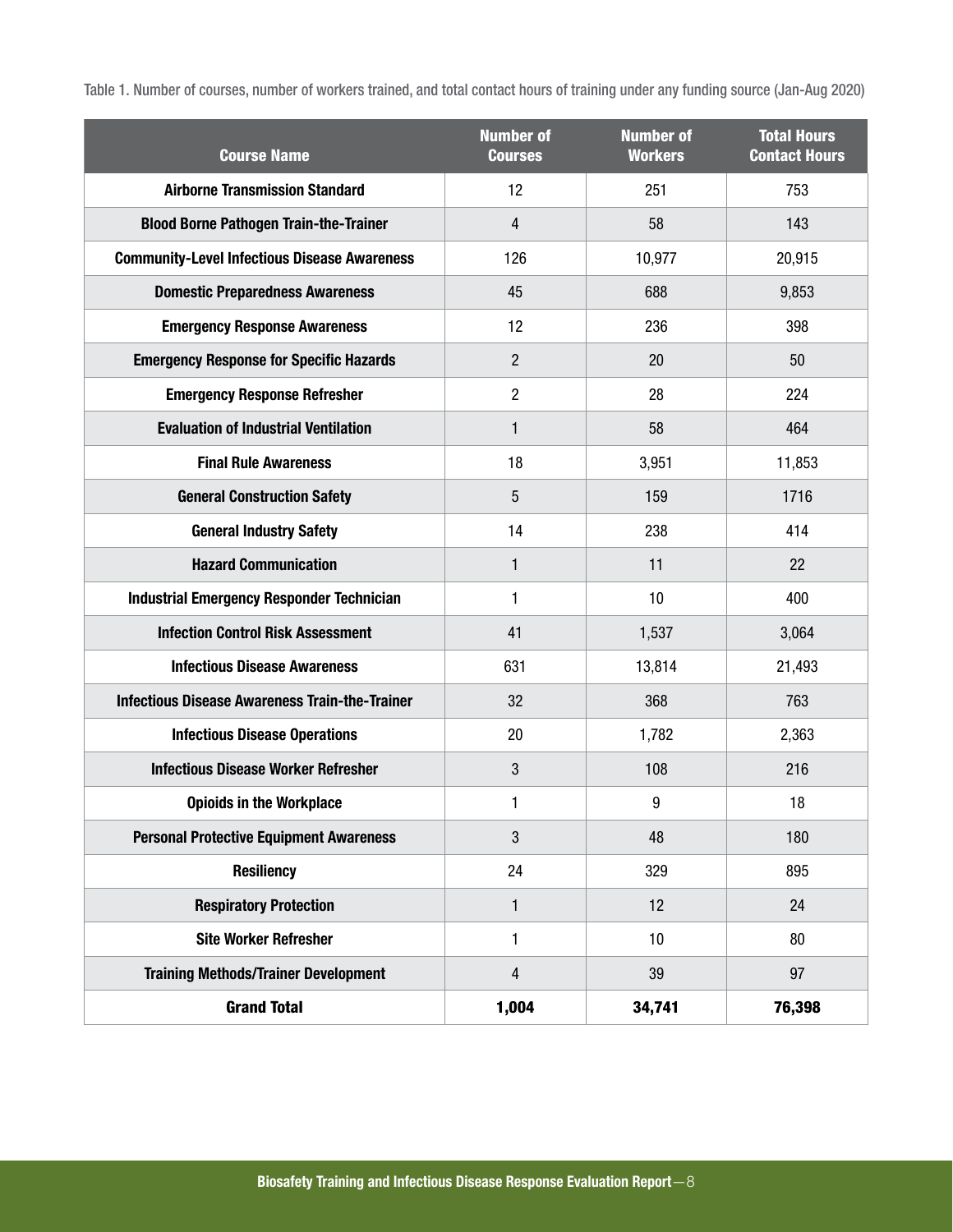Table 1. Number of courses, number of workers trained, and total contact hours of training under any funding source (Jan-Aug 2020)

| Course Name | Number of Courses | Number of Workers | Total Hours Contact Hours |
|---|---|---|---|
| Airborne Transmission Standard | 12 | 251 | 753 |
| Blood Borne Pathogen Train-the-Trainer | 4 | 58 | 143 |
| Community-Level Infectious Disease Awareness | 126 | 10,977 | 20,915 |
| Domestic Preparedness Awareness | 45 | 688 | 9,853 |
| Emergency Response Awareness | 12 | 236 | 398 |
| Emergency Response for Specific Hazards | 2 | 20 | 50 |
| Emergency Response Refresher | 2 | 28 | 224 |
| Evaluation of Industrial Ventilation | 1 | 58 | 464 |
| Final Rule Awareness | 18 | 3,951 | 11,853 |
| General Construction Safety | 5 | 159 | 1716 |
| General Industry Safety | 14 | 238 | 414 |
| Hazard Communication | 1 | 11 | 22 |
| Industrial Emergency Responder Technician | 1 | 10 | 400 |
| Infection Control Risk Assessment | 41 | 1,537 | 3,064 |
| Infectious Disease Awareness | 631 | 13,814 | 21,493 |
| Infectious Disease Awareness Train-the-Trainer | 32 | 368 | 763 |
| Infectious Disease Operations | 20 | 1,782 | 2,363 |
| Infectious Disease Worker Refresher | 3 | 108 | 216 |
| Opioids in the Workplace | 1 | 9 | 18 |
| Personal Protective Equipment Awareness | 3 | 48 | 180 |
| Resiliency | 24 | 329 | 895 |
| Respiratory Protection | 1 | 12 | 24 |
| Site Worker Refresher | 1 | 10 | 80 |
| Training Methods/Trainer Development | 4 | 39 | 97 |
| **Grand Total** | **1,004** | **34,741** | **76,398** |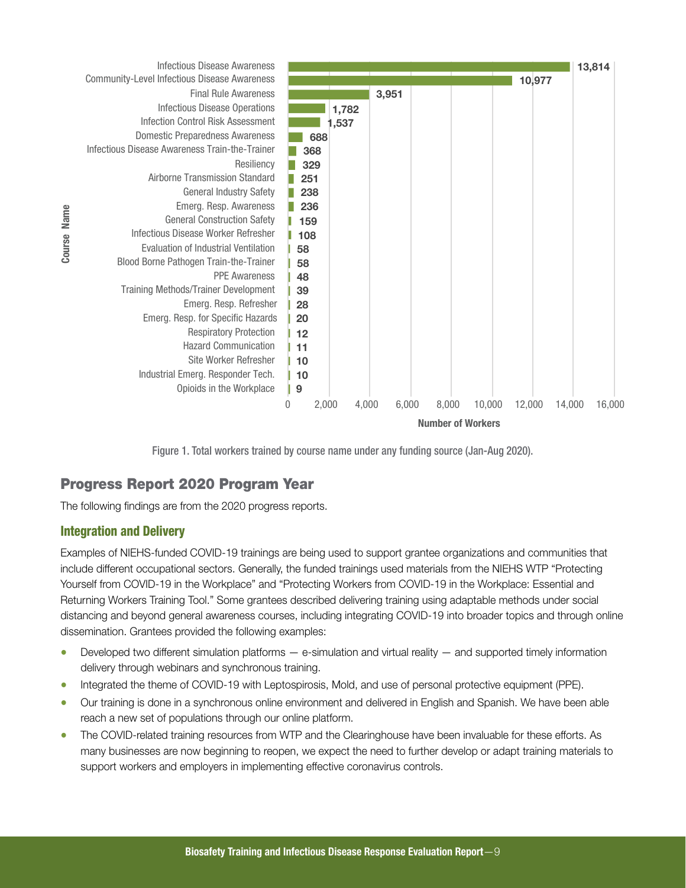| Course Name | Number of Workers |
|---|---|
| Infectious Disease Awareness | 13,814 |
| Community-Level Infectious Disease Awareness | 10,977 |
| Final Rule Awareness | 3,951 |
| Infectious Disease Operations | 1,782 |
| Infection Control Risk Assessment | 1,537 |
| Domestic Preparedness Awareness | 688 |
| Infectious Disease Awareness Train-the-Trainer | 368 |
| Resiliency | 329 |
| Airborne Transmission Standard | 251 |
| General Industry Safety | 238 |
| Emerg. Resp. Awareness | 236 |
| General Construction Safety | 159 |
| Infectious Disease Worker Refresher | 108 |
| Evaluation of Industrial Ventilation | 58 |
| Blood Borne Pathogen Train-the-Trainer | 58 |
| PPE Awareness | 48 |
| Training Methods/Trainer Development | 39 |
| Emerg. Resp. Refresher | 28 |
| Emerg. Resp. for Specific Hazards | 20 |
| Respiratory Protection | 12 |
| Hazard Communication | 11 |
| Site Worker Refresher | 10 |
| Industrial Emerg. Responder Tech. | 10 |
| Opioids in the Workplace | 9 |

Figure 1. Total workers trained by course name under any funding source (Jan-Aug 2020).

## Progress Report 2020 Program Year

The following findings are from the 2020 progress reports.

### Integration and Delivery

Examples of NIEHS-funded COVID-19 trainings are being used to support grantee organizations and communities that include different occupational sectors. Generally, the funded trainings used materials from the NIEHS WTP "Protecting Yourself from COVID-19 in the Workplace" and "Protecting Workers from COVID-19 in the Workplace: Essential and Returning Workers Training Tool." Some grantees described delivering training using adaptable methods under social distancing and beyond general awareness courses, including integrating COVID-19 into broader topics and through online dissemination. Grantees provided the following examples:

- Developed two different simulation platforms — e-simulation and virtual reality — and supported timely information delivery through webinars and synchronous training.
- Integrated the theme of COVID-19 with Leptospirosis, Mold, and use of personal protective equipment (PPE).
- Our training is done in a synchronous online environment and delivered in English and Spanish. We have been able reach a new set of populations through our online platform.
- The COVID-related training resources from WTP and the Clearinghouse have been invaluable for these efforts. As many businesses are now beginning to reopen, we expect the need to further develop or adapt training materials to support workers and employers in implementing effective coronavirus controls.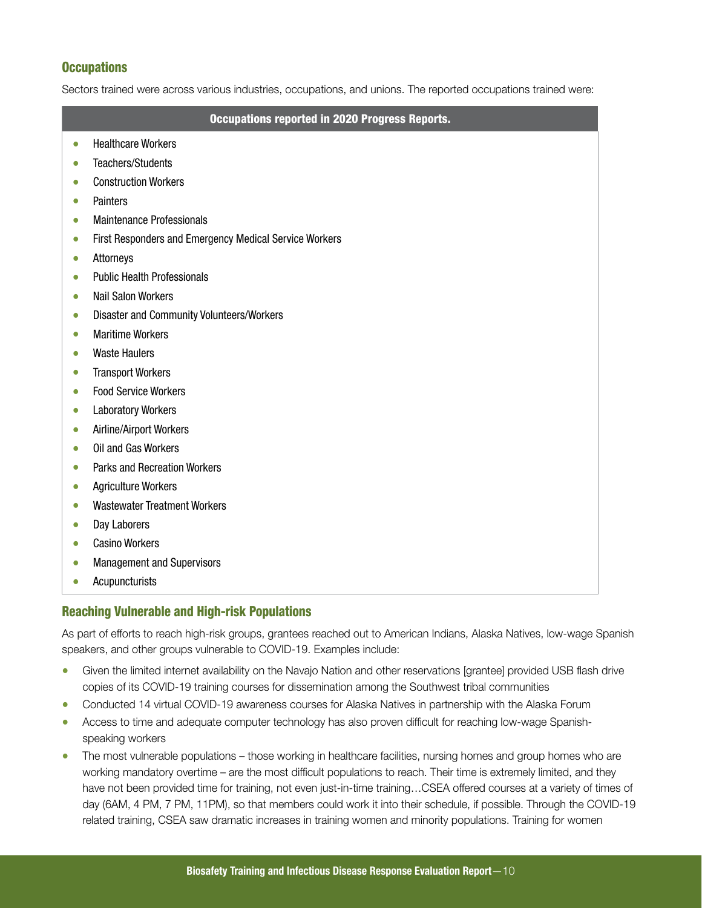### Occupations

Sectors trained were across various industries, occupations, and unions. The reported occupations trained were:

| Occupations reported in 2020 Progress Reports. |
| --- |
| • Healthcare Workers |
| • Teachers/Students |
| • Construction Workers |
| • Painters |
| • Maintenance Professionals |
| • First Responders and Emergency Medical Service Workers |
| • Attorneys |
| • Public Health Professionals |
| • Nail Salon Workers |
| • Disaster and Community Volunteers/Workers |
| • Maritime Workers |
| • Waste Haulers |
| • Transport Workers |
| • Food Service Workers |
| • Laboratory Workers |
| • Airline/Airport Workers |
| • Oil and Gas Workers |
| • Parks and Recreation Workers |
| • Agriculture Workers |
| • Wastewater Treatment Workers |
| • Day Laborers |
| • Casino Workers |
| • Management and Supervisors |
| • Acupuncturists |

### Reaching Vulnerable and High-risk Populations

As part of efforts to reach high-risk groups, grantees reached out to American Indians, Alaska Natives, low-wage Spanish speakers, and other groups vulnerable to COVID-19. Examples include:

- Given the limited internet availability on the Navajo Nation and other reservations [grantee] provided USB flash drive copies of its COVID-19 training courses for dissemination among the Southwest tribal communities
- Conducted 14 virtual COVID-19 awareness courses for Alaska Natives in partnership with the Alaska Forum
- Access to time and adequate computer technology has also proven difficult for reaching low-wage Spanish-speaking workers
- The most vulnerable populations – those working in healthcare facilities, nursing homes and group homes who are working mandatory overtime – are the most difficult populations to reach. Their time is extremely limited, and they have not been provided time for training, not even just-in-time training…CSEA offered courses at a variety of times of day (6AM, 4 PM, 7 PM, 11PM), so that members could work it into their schedule, if possible. Through the COVID-19 related training, CSEA saw dramatic increases in training women and minority populations. Training for women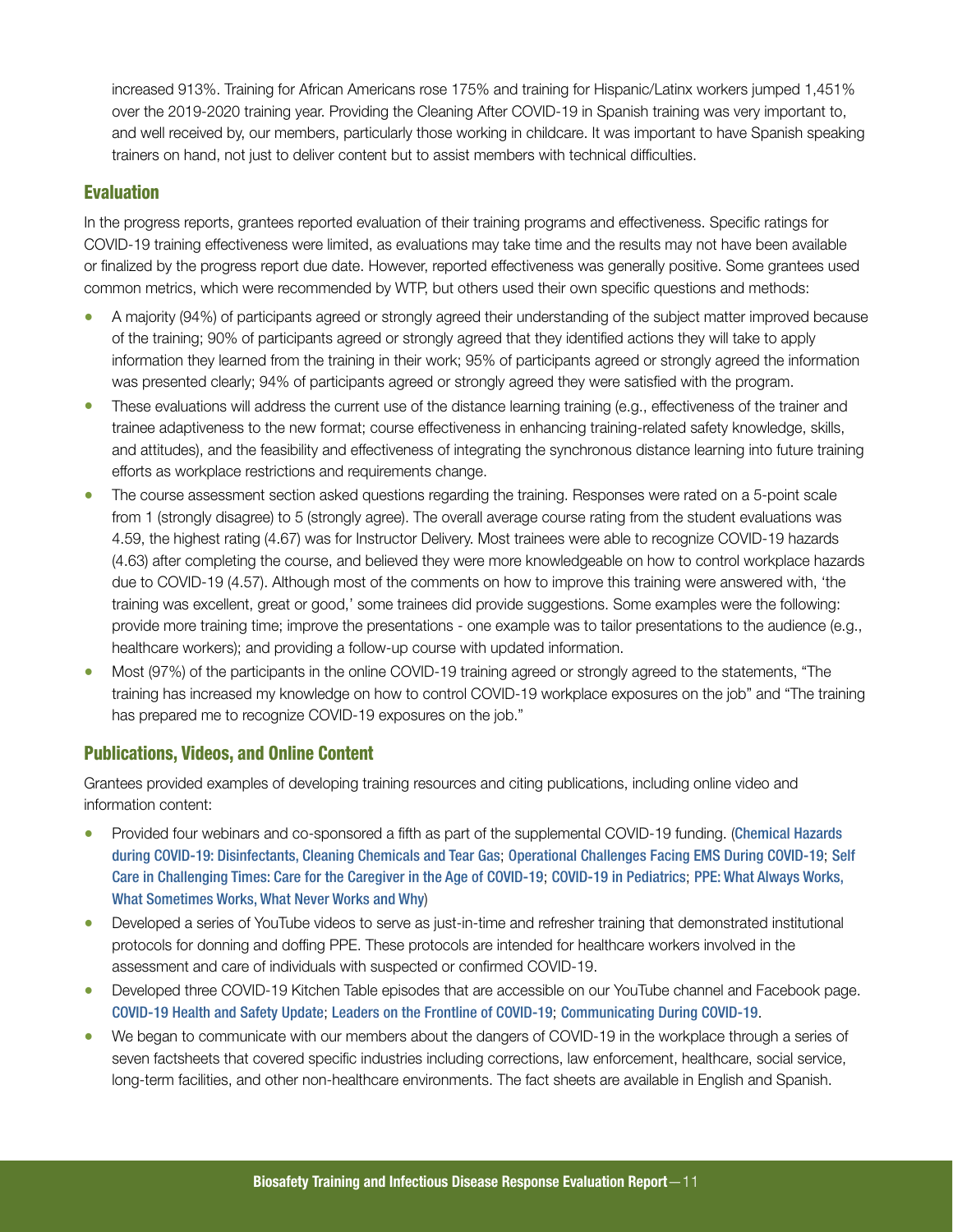increased 913%. Training for African Americans rose 175% and training for Hispanic/Latinx workers jumped 1,451% over the 2019-2020 training year. Providing the Cleaning After COVID-19 in Spanish training was very important to, and well received by, our members, particularly those working in childcare. It was important to have Spanish speaking trainers on hand, not just to deliver content but to assist members with technical difficulties.

## Evaluation

In the progress reports, grantees reported evaluation of their training programs and effectiveness. Specific ratings for COVID-19 training effectiveness were limited, as evaluations may take time and the results may not have been available or finalized by the progress report due date. However, reported effectiveness was generally positive. Some grantees used common metrics, which were recommended by WTP, but others used their own specific questions and methods:

- A majority (94%) of participants agreed or strongly agreed their understanding of the subject matter improved because of the training; 90% of participants agreed or strongly agreed that they identified actions they will take to apply information they learned from the training in their work; 95% of participants agreed or strongly agreed the information was presented clearly; 94% of participants agreed or strongly agreed they were satisfied with the program.
- These evaluations will address the current use of the distance learning training (e.g., effectiveness of the trainer and trainee adaptiveness to the new format; course effectiveness in enhancing training-related safety knowledge, skills, and attitudes), and the feasibility and effectiveness of integrating the synchronous distance learning into future training efforts as workplace restrictions and requirements change.
- The course assessment section asked questions regarding the training. Responses were rated on a 5-point scale from 1 (strongly disagree) to 5 (strongly agree). The overall average course rating from the student evaluations was 4.59, the highest rating (4.67) was for Instructor Delivery. Most trainees were able to recognize COVID-19 hazards (4.63) after completing the course, and believed they were more knowledgeable on how to control workplace hazards due to COVID-19 (4.57). Although most of the comments on how to improve this training were answered with, 'the training was excellent, great or good,' some trainees did provide suggestions. Some examples were the following: provide more training time; improve the presentations - one example was to tailor presentations to the audience (e.g., healthcare workers); and providing a follow-up course with updated information.
- Most (97%) of the participants in the online COVID-19 training agreed or strongly agreed to the statements, "The training has increased my knowledge on how to control COVID-19 workplace exposures on the job" and "The training has prepared me to recognize COVID-19 exposures on the job."

## Publications, Videos, and Online Content

Grantees provided examples of developing training resources and citing publications, including online video and information content:

- Provided four webinars and co-sponsored a fifth as part of the supplemental COVID-19 funding. (Chemical Hazards during COVID-19: Disinfectants, Cleaning Chemicals and Tear Gas; Operational Challenges Facing EMS During COVID-19; Self Care in Challenging Times: Care for the Caregiver in the Age of COVID-19; COVID-19 in Pediatrics; PPE: What Always Works, What Sometimes Works, What Never Works and Why)
- Developed a series of YouTube videos to serve as just-in-time and refresher training that demonstrated institutional protocols for donning and doffing PPE. These protocols are intended for healthcare workers involved in the assessment and care of individuals with suspected or confirmed COVID-19.
- Developed three COVID-19 Kitchen Table episodes that are accessible on our YouTube channel and Facebook page. COVID-19 Health and Safety Update; Leaders on the Frontline of COVID-19; Communicating During COVID-19.
- We began to communicate with our members about the dangers of COVID-19 in the workplace through a series of seven factsheets that covered specific industries including corrections, law enforcement, healthcare, social service, long-term facilities, and other non-healthcare environments. The fact sheets are available in English and Spanish.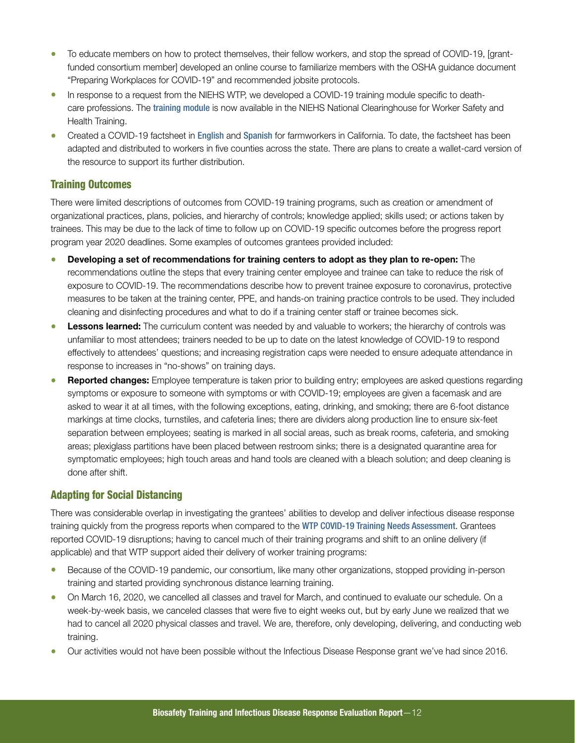- To educate members on how to protect themselves, their fellow workers, and stop the spread of COVID-19, [grant-funded consortium member] developed an online course to familiarize members with the OSHA guidance document "Preparing Workplaces for COVID-19" and recommended jobsite protocols.
- In response to a request from the NIEHS WTP, we developed a COVID-19 training module specific to death-care professions. The training module is now available in the NIEHS National Clearinghouse for Worker Safety and Health Training.
- Created a COVID-19 factsheet in English and Spanish for farmworkers in California. To date, the factsheet has been adapted and distributed to workers in five counties across the state. There are plans to create a wallet-card version of the resource to support its further distribution.

## Training Outcomes

There were limited descriptions of outcomes from COVID-19 training programs, such as creation or amendment of organizational practices, plans, policies, and hierarchy of controls; knowledge applied; skills used; or actions taken by trainees. This may be due to the lack of time to follow up on COVID-19 specific outcomes before the progress report program year 2020 deadlines. Some examples of outcomes grantees provided included:

- **Developing a set of recommendations for training centers to adopt as they plan to re-open:** The recommendations outline the steps that every training center employee and trainee can take to reduce the risk of exposure to COVID-19. The recommendations describe how to prevent trainee exposure to coronavirus, protective measures to be taken at the training center, PPE, and hands-on training practice controls to be used. They included cleaning and disinfecting procedures and what to do if a training center staff or trainee becomes sick.
- **Lessons learned:** The curriculum content was needed by and valuable to workers; the hierarchy of controls was unfamiliar to most attendees; trainers needed to be up to date on the latest knowledge of COVID-19 to respond effectively to attendees' questions; and increasing registration caps were needed to ensure adequate attendance in response to increases in "no-shows" on training days.
- **Reported changes:** Employee temperature is taken prior to building entry; employees are asked questions regarding symptoms or exposure to someone with symptoms or with COVID-19; employees are given a facemask and are asked to wear it at all times, with the following exceptions, eating, drinking, and smoking; there are 6-foot distance markings at time clocks, turnstiles, and cafeteria lines; there are dividers along production line to ensure six-feet separation between employees; seating is marked in all social areas, such as break rooms, cafeteria, and smoking areas; plexiglass partitions have been placed between restroom sinks; there is a designated quarantine area for symptomatic employees; high touch areas and hand tools are cleaned with a bleach solution; and deep cleaning is done after shift.

## Adapting for Social Distancing

There was considerable overlap in investigating the grantees' abilities to develop and deliver infectious disease response training quickly from the progress reports when compared to the WTP COVID-19 Training Needs Assessment. Grantees reported COVID-19 disruptions; having to cancel much of their training programs and shift to an online delivery (if applicable) and that WTP support aided their delivery of worker training programs:

- Because of the COVID-19 pandemic, our consortium, like many other organizations, stopped providing in-person training and started providing synchronous distance learning training.
- On March 16, 2020, we cancelled all classes and travel for March, and continued to evaluate our schedule. On a week-by-week basis, we canceled classes that were five to eight weeks out, but by early June we realized that we had to cancel all 2020 physical classes and travel. We are, therefore, only developing, delivering, and conducting web training.
- Our activities would not have been possible without the Infectious Disease Response grant we've had since 2016.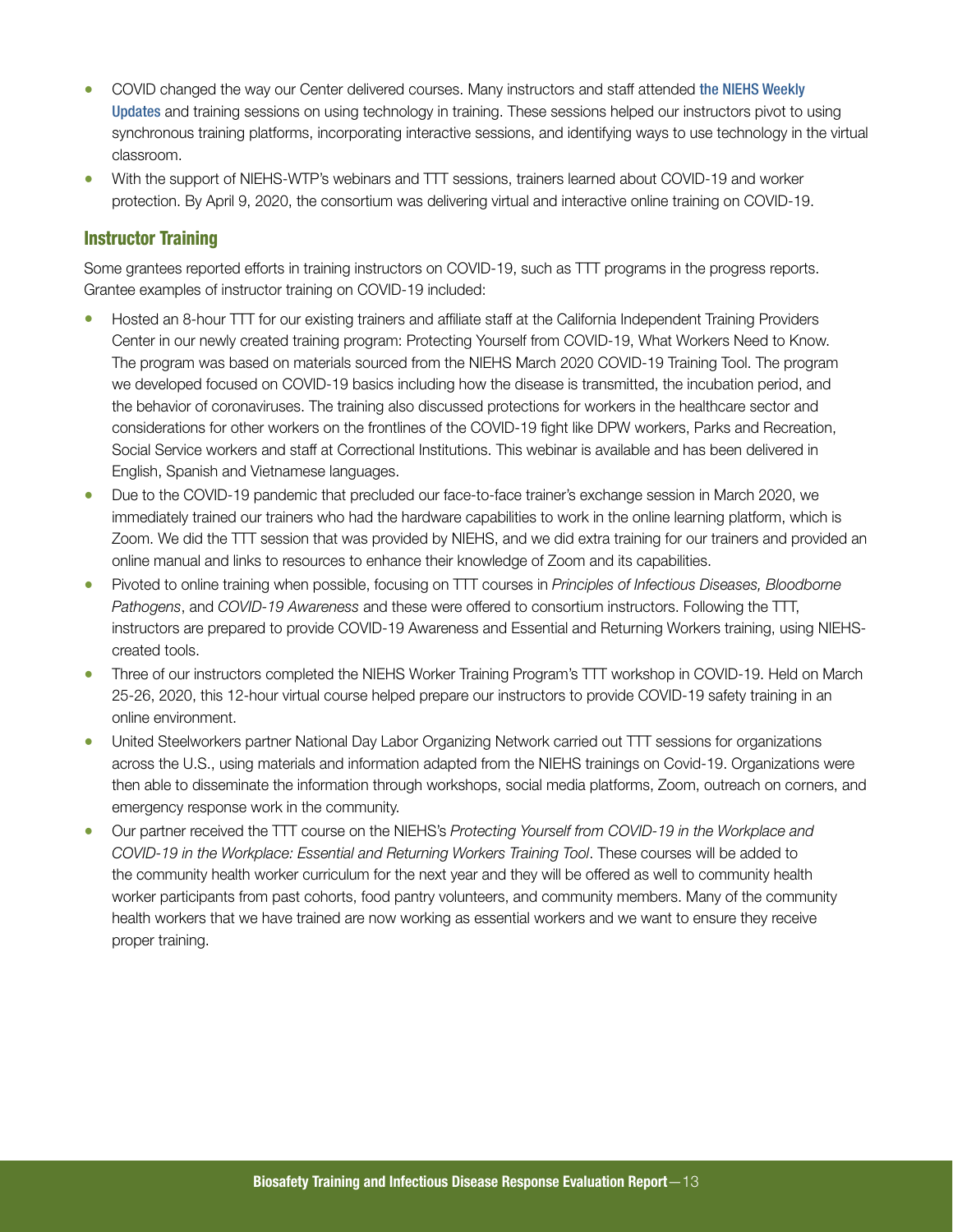- COVID changed the way our Center delivered courses. Many instructors and staff attended the NIEHS Weekly Updates and training sessions on using technology in training. These sessions helped our instructors pivot to using synchronous training platforms, incorporating interactive sessions, and identifying ways to use technology in the virtual classroom.
- With the support of NIEHS-WTP's webinars and TTT sessions, trainers learned about COVID-19 and worker protection. By April 9, 2020, the consortium was delivering virtual and interactive online training on COVID-19.

## Instructor Training

Some grantees reported efforts in training instructors on COVID-19, such as TTT programs in the progress reports. Grantee examples of instructor training on COVID-19 included:

- Hosted an 8-hour TTT for our existing trainers and affiliate staff at the California Independent Training Providers Center in our newly created training program: Protecting Yourself from COVID-19, What Workers Need to Know. The program was based on materials sourced from the NIEHS March 2020 COVID-19 Training Tool. The program we developed focused on COVID-19 basics including how the disease is transmitted, the incubation period, and the behavior of coronaviruses. The training also discussed protections for workers in the healthcare sector and considerations for other workers on the frontlines of the COVID-19 fight like DPW workers, Parks and Recreation, Social Service workers and staff at Correctional Institutions. This webinar is available and has been delivered in English, Spanish and Vietnamese languages.
- Due to the COVID-19 pandemic that precluded our face-to-face trainer's exchange session in March 2020, we immediately trained our trainers who had the hardware capabilities to work in the online learning platform, which is Zoom. We did the TTT session that was provided by NIEHS, and we did extra training for our trainers and provided an online manual and links to resources to enhance their knowledge of Zoom and its capabilities.
- Pivoted to online training when possible, focusing on TTT courses in *Principles of Infectious Diseases, Bloodborne Pathogens*, and *COVID-19 Awareness* and these were offered to consortium instructors. Following the TTT, instructors are prepared to provide COVID-19 Awareness and Essential and Returning Workers training, using NIEHS-created tools.
- Three of our instructors completed the NIEHS Worker Training Program's TTT workshop in COVID-19. Held on March 25-26, 2020, this 12-hour virtual course helped prepare our instructors to provide COVID-19 safety training in an online environment.
- United Steelworkers partner National Day Labor Organizing Network carried out TTT sessions for organizations across the U.S., using materials and information adapted from the NIEHS trainings on Covid-19. Organizations were then able to disseminate the information through workshops, social media platforms, Zoom, outreach on corners, and emergency response work in the community.
- Our partner received the TTT course on the NIEHS's *Protecting Yourself from COVID-19 in the Workplace and COVID-19 in the Workplace: Essential and Returning Workers Training Tool*. These courses will be added to the community health worker curriculum for the next year and they will be offered as well to community health worker participants from past cohorts, food pantry volunteers, and community members. Many of the community health workers that we have trained are now working as essential workers and we want to ensure they receive proper training.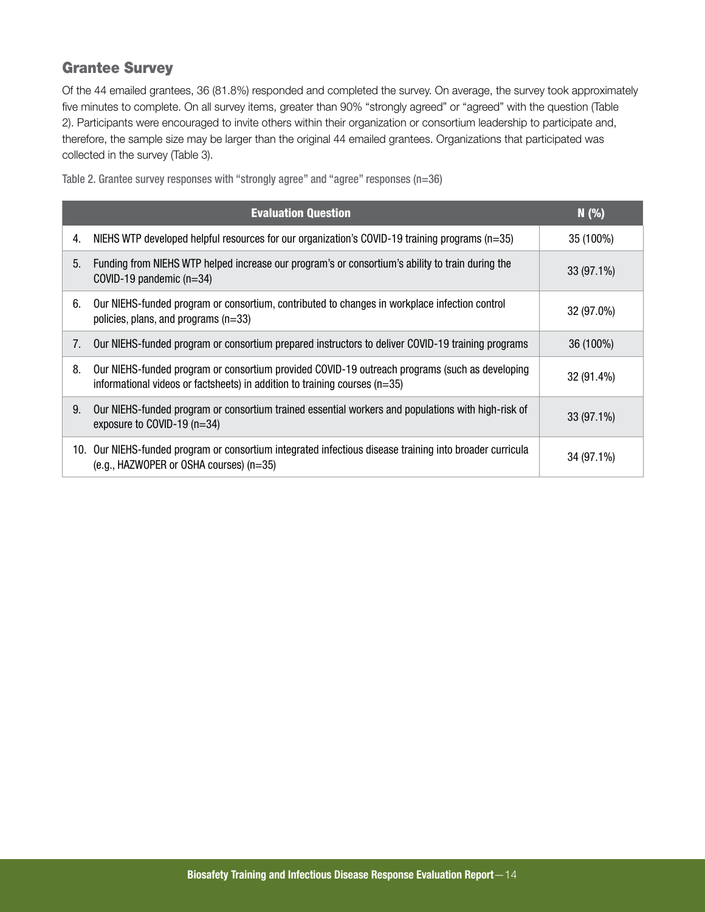## Grantee Survey

Of the 44 emailed grantees, 36 (81.8%) responded and completed the survey. On average, the survey took approximately five minutes to complete. On all survey items, greater than 90% "strongly agreed" or "agreed" with the question (Table 2). Participants were encouraged to invite others within their organization or consortium leadership to participate and, therefore, the sample size may be larger than the original 44 emailed grantees. Organizations that participated was collected in the survey (Table 3).

Table 2. Grantee survey responses with "strongly agree" and "agree" responses (n=36)

| Evaluation Question | N (%) |
|---|---|
| 4. NIEHS WTP developed helpful resources for our organization's COVID-19 training programs (n=35) | 35 (100%) |
| 5. Funding from NIEHS WTP helped increase our program's or consortium's ability to train during the COVID-19 pandemic (n=34) | 33 (97.1%) |
| 6. Our NIEHS-funded program or consortium, contributed to changes in workplace infection control policies, plans, and programs (n=33) | 32 (97.0%) |
| 7. Our NIEHS-funded program or consortium prepared instructors to deliver COVID-19 training programs | 36 (100%) |
| 8. Our NIEHS-funded program or consortium provided COVID-19 outreach programs (such as developing informational videos or factsheets) in addition to training courses (n=35) | 32 (91.4%) |
| 9. Our NIEHS-funded program or consortium trained essential workers and populations with high-risk of exposure to COVID-19 (n=34) | 33 (97.1%) |
| 10. Our NIEHS-funded program or consortium integrated infectious disease training into broader curricula (e.g., HAZWOPER or OSHA courses) (n=35) | 34 (97.1%) |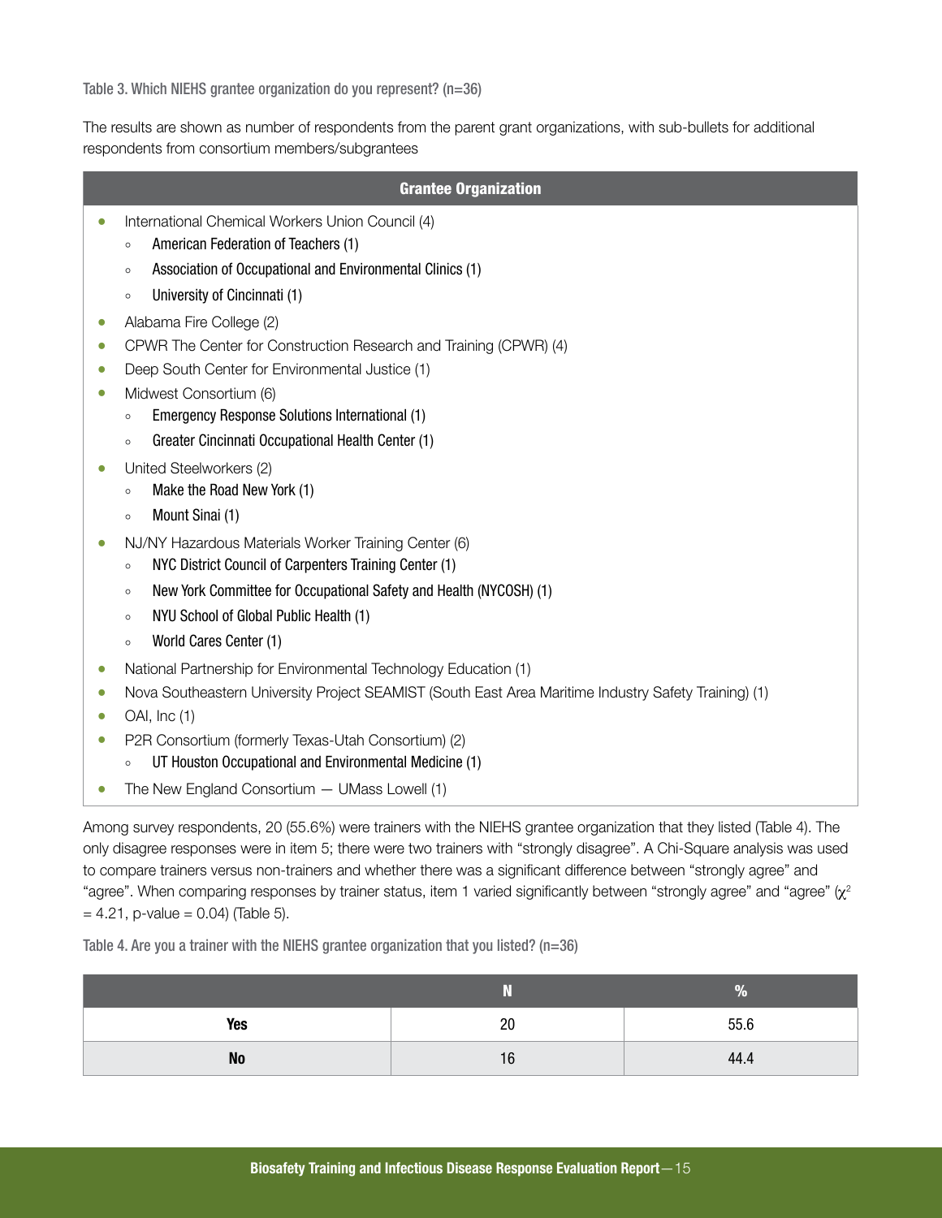Table 3. Which NIEHS grantee organization do you represent? (n=36)

The results are shown as number of respondents from the parent grant organizations, with sub-bullets for additional respondents from consortium members/subgrantees

| Grantee Organization |
|---|
| • International Chemical Workers Union Council (4)<br>  ◦ American Federation of Teachers (1)<br>  ◦ Association of Occupational and Environmental Clinics (1)<br>  ◦ University of Cincinnati (1)<br>• Alabama Fire College (2)<br>• CPWR The Center for Construction Research and Training (CPWR) (4)<br>• Deep South Center for Environmental Justice (1)<br>• Midwest Consortium (6)<br>  ◦ Emergency Response Solutions International (1)<br>  ◦ Greater Cincinnati Occupational Health Center (1)<br>• United Steelworkers (2)<br>  ◦ Make the Road New York (1)<br>  ◦ Mount Sinai (1)<br>• NJ/NY Hazardous Materials Worker Training Center (6)<br>  ◦ NYC District Council of Carpenters Training Center (1)<br>  ◦ New York Committee for Occupational Safety and Health (NYCOSH) (1)<br>  ◦ NYU School of Global Public Health (1)<br>  ◦ World Cares Center (1)<br>• National Partnership for Environmental Technology Education (1)<br>• Nova Southeastern University Project SEAMIST (South East Area Maritime Industry Safety Training) (1)<br>• OAI, Inc (1)<br>• P2R Consortium (formerly Texas-Utah Consortium) (2)<br>  ◦ UT Houston Occupational and Environmental Medicine (1)<br>• The New England Consortium — UMass Lowell (1) |

Among survey respondents, 20 (55.6%) were trainers with the NIEHS grantee organization that they listed (Table 4). The only disagree responses were in item 5; there were two trainers with "strongly disagree". A Chi-Square analysis was used to compare trainers versus non-trainers and whether there was a significant difference between "strongly agree" and "agree". When comparing responses by trainer status, item 1 varied significantly between "strongly agree" and "agree" ($\chi^2 = 4.21$, p-value = 0.04) (Table 5).

Table 4. Are you a trainer with the NIEHS grantee organization that you listed? (n=36)

| | N | % |
|---|---|---|
| **Yes** | 20 | 55.6 |
| **No** | 16 | 44.4 |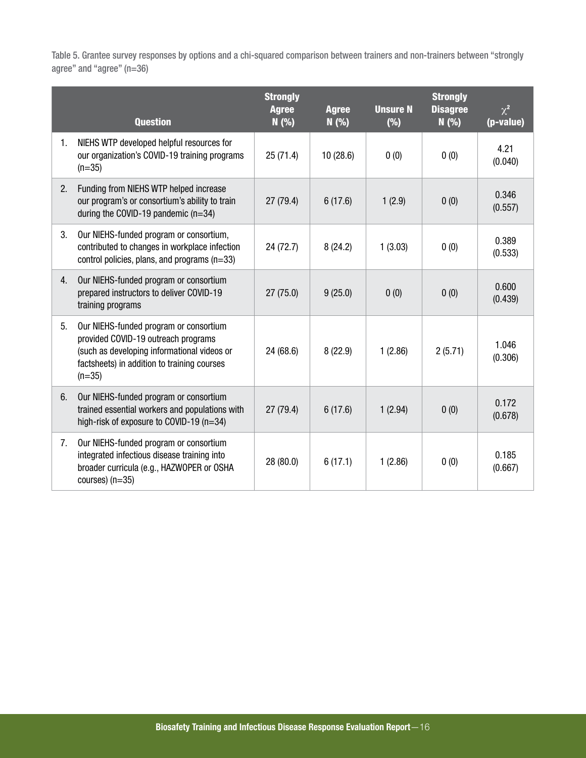Table 5. Grantee survey responses by options and a chi-squared comparison between trainers and non-trainers between "strongly agree" and "agree" (n=36)

| Question | Strongly Agree N (%) | Agree N (%) | Unsure N (%) | Strongly Disagree N (%) | $\chi^2$ (p-value) |
|---|---|---|---|---|---|
| 1. NIEHS WTP developed helpful resources for our organization's COVID-19 training programs (n=35) | 25 (71.4) | 10 (28.6) | 0 (0) | 0 (0) | 4.21 (0.040) |
| 2. Funding from NIEHS WTP helped increase our program's or consortium's ability to train during the COVID-19 pandemic (n=34) | 27 (79.4) | 6 (17.6) | 1 (2.9) | 0 (0) | 0.346 (0.557) |
| 3. Our NIEHS-funded program or consortium, contributed to changes in workplace infection control policies, plans, and programs (n=33) | 24 (72.7) | 8 (24.2) | 1 (3.03) | 0 (0) | 0.389 (0.533) |
| 4. Our NIEHS-funded program or consortium prepared instructors to deliver COVID-19 training programs | 27 (75.0) | 9 (25.0) | 0 (0) | 0 (0) | 0.600 (0.439) |
| 5. Our NIEHS-funded program or consortium provided COVID-19 outreach programs (such as developing informational videos or factsheets) in addition to training courses (n=35) | 24 (68.6) | 8 (22.9) | 1 (2.86) | 2 (5.71) | 1.046 (0.306) |
| 6. Our NIEHS-funded program or consortium trained essential workers and populations with high-risk of exposure to COVID-19 (n=34) | 27 (79.4) | 6 (17.6) | 1 (2.94) | 0 (0) | 0.172 (0.678) |
| 7. Our NIEHS-funded program or consortium integrated infectious disease training into broader curricula (e.g., HAZWOPER or OSHA courses) (n=35) | 28 (80.0) | 6 (17.1) | 1 (2.86) | 0 (0) | 0.185 (0.667) |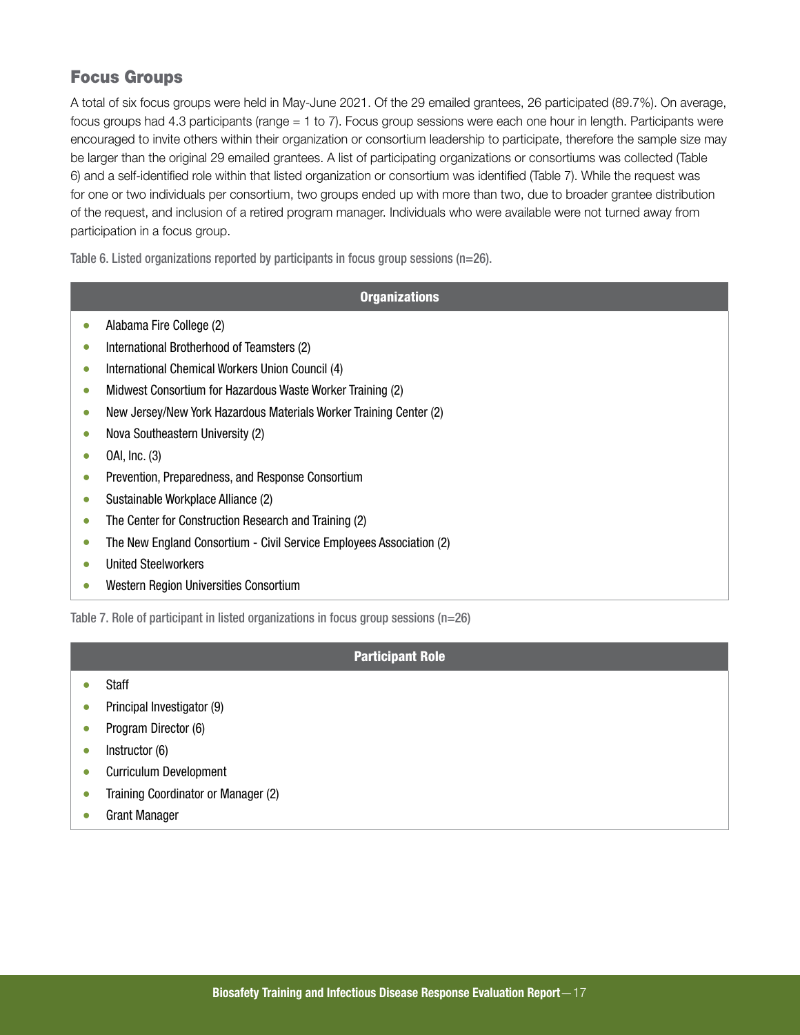## Focus Groups

A total of six focus groups were held in May-June 2021. Of the 29 emailed grantees, 26 participated (89.7%). On average, focus groups had 4.3 participants (range = 1 to 7). Focus group sessions were each one hour in length. Participants were encouraged to invite others within their organization or consortium leadership to participate, therefore the sample size may be larger than the original 29 emailed grantees. A list of participating organizations or consortiums was collected (Table 6) and a self-identified role within that listed organization or consortium was identified (Table 7). While the request was for one or two individuals per consortium, two groups ended up with more than two, due to broader grantee distribution of the request, and inclusion of a retired program manager. Individuals who were available were not turned away from participation in a focus group.

Table 6. Listed organizations reported by participants in focus group sessions (n=26).

| Organizations |
|---|
| • Alabama Fire College (2)<br>• International Brotherhood of Teamsters (2)<br>• International Chemical Workers Union Council (4)<br>• Midwest Consortium for Hazardous Waste Worker Training (2)<br>• New Jersey/New York Hazardous Materials Worker Training Center (2)<br>• Nova Southeastern University (2)<br>• OAI, Inc. (3)<br>• Prevention, Preparedness, and Response Consortium<br>• Sustainable Workplace Alliance (2)<br>• The Center for Construction Research and Training (2)<br>• The New England Consortium - Civil Service Employees Association (2)<br>• United Steelworkers<br>• Western Region Universities Consortium |

Table 7. Role of participant in listed organizations in focus group sessions (n=26)

| Participant Role |
|---|
| • Staff<br>• Principal Investigator (9)<br>• Program Director (6)<br>• Instructor (6)<br>• Curriculum Development<br>• Training Coordinator or Manager (2)<br>• Grant Manager |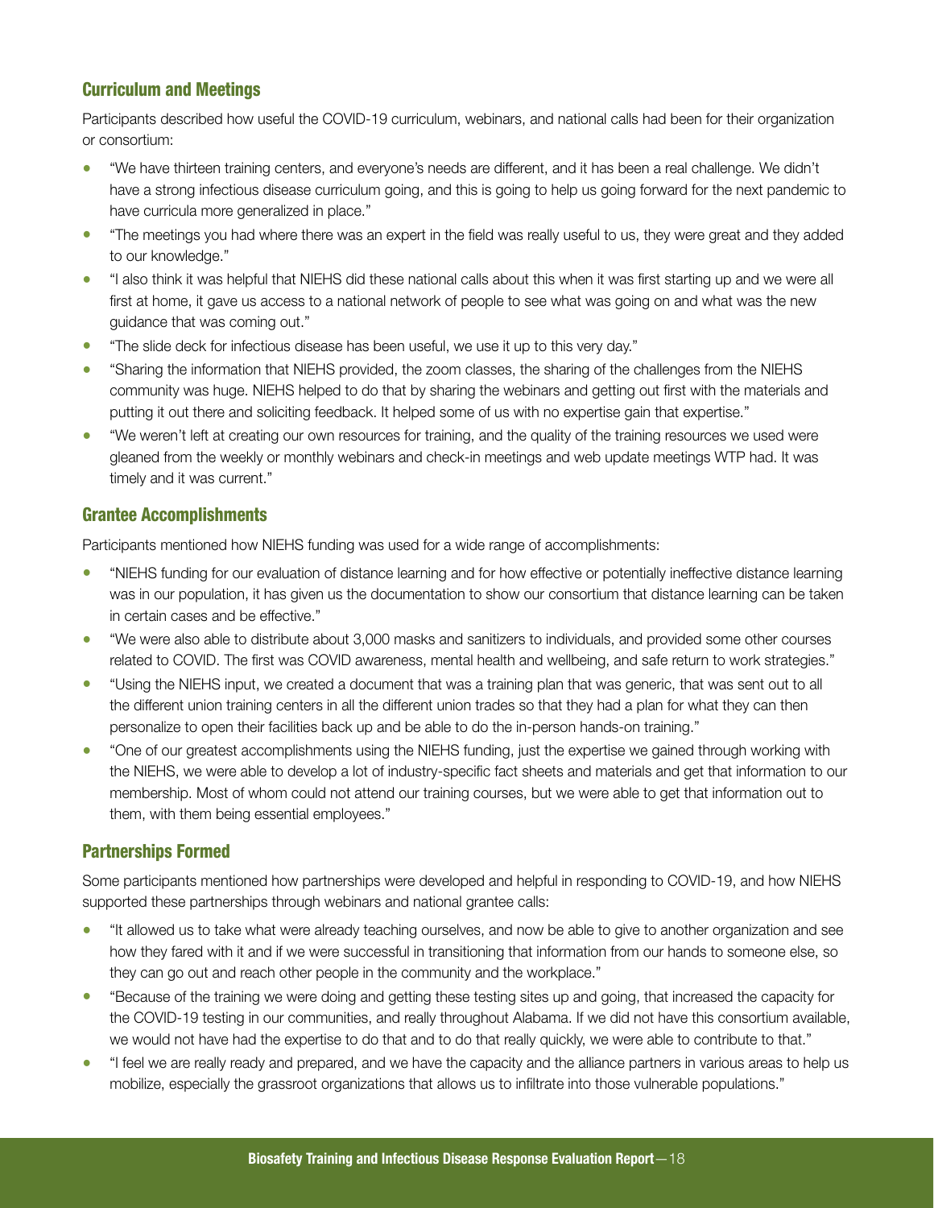### Curriculum and Meetings

Participants described how useful the COVID-19 curriculum, webinars, and national calls had been for their organization or consortium:

- "We have thirteen training centers, and everyone's needs are different, and it has been a real challenge. We didn't have a strong infectious disease curriculum going, and this is going to help us going forward for the next pandemic to have curricula more generalized in place."
- "The meetings you had where there was an expert in the field was really useful to us, they were great and they added to our knowledge."
- "I also think it was helpful that NIEHS did these national calls about this when it was first starting up and we were all first at home, it gave us access to a national network of people to see what was going on and what was the new guidance that was coming out."
- "The slide deck for infectious disease has been useful, we use it up to this very day."
- "Sharing the information that NIEHS provided, the zoom classes, the sharing of the challenges from the NIEHS community was huge. NIEHS helped to do that by sharing the webinars and getting out first with the materials and putting it out there and soliciting feedback. It helped some of us with no expertise gain that expertise."
- "We weren't left at creating our own resources for training, and the quality of the training resources we used were gleaned from the weekly or monthly webinars and check-in meetings and web update meetings WTP had. It was timely and it was current."

### Grantee Accomplishments

Participants mentioned how NIEHS funding was used for a wide range of accomplishments:

- "NIEHS funding for our evaluation of distance learning and for how effective or potentially ineffective distance learning was in our population, it has given us the documentation to show our consortium that distance learning can be taken in certain cases and be effective."
- "We were also able to distribute about 3,000 masks and sanitizers to individuals, and provided some other courses related to COVID. The first was COVID awareness, mental health and wellbeing, and safe return to work strategies."
- "Using the NIEHS input, we created a document that was a training plan that was generic, that was sent out to all the different union training centers in all the different union trades so that they had a plan for what they can then personalize to open their facilities back up and be able to do the in-person hands-on training."
- "One of our greatest accomplishments using the NIEHS funding, just the expertise we gained through working with the NIEHS, we were able to develop a lot of industry-specific fact sheets and materials and get that information to our membership. Most of whom could not attend our training courses, but we were able to get that information out to them, with them being essential employees."

### Partnerships Formed

Some participants mentioned how partnerships were developed and helpful in responding to COVID-19, and how NIEHS supported these partnerships through webinars and national grantee calls:

- "It allowed us to take what were already teaching ourselves, and now be able to give to another organization and see how they fared with it and if we were successful in transitioning that information from our hands to someone else, so they can go out and reach other people in the community and the workplace."
- "Because of the training we were doing and getting these testing sites up and going, that increased the capacity for the COVID-19 testing in our communities, and really throughout Alabama. If we did not have this consortium available, we would not have had the expertise to do that and to do that really quickly, we were able to contribute to that."
- "I feel we are really ready and prepared, and we have the capacity and the alliance partners in various areas to help us mobilize, especially the grassroot organizations that allows us to infiltrate into those vulnerable populations."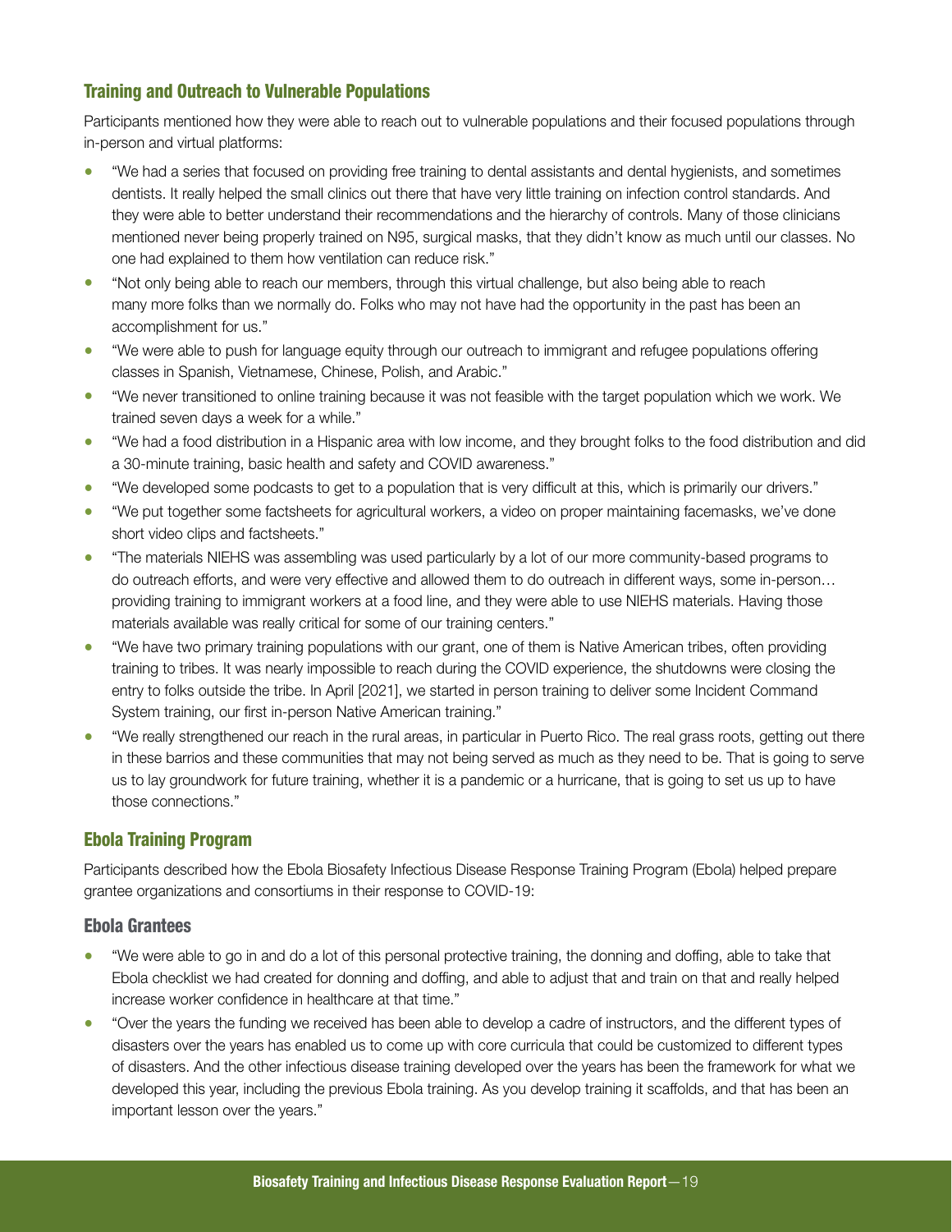### Training and Outreach to Vulnerable Populations

Participants mentioned how they were able to reach out to vulnerable populations and their focused populations through in-person and virtual platforms:

- "We had a series that focused on providing free training to dental assistants and dental hygienists, and sometimes dentists. It really helped the small clinics out there that have very little training on infection control standards. And they were able to better understand their recommendations and the hierarchy of controls. Many of those clinicians mentioned never being properly trained on N95, surgical masks, that they didn't know as much until our classes. No one had explained to them how ventilation can reduce risk."
- "Not only being able to reach our members, through this virtual challenge, but also being able to reach many more folks than we normally do. Folks who may not have had the opportunity in the past has been an accomplishment for us."
- "We were able to push for language equity through our outreach to immigrant and refugee populations offering classes in Spanish, Vietnamese, Chinese, Polish, and Arabic."
- "We never transitioned to online training because it was not feasible with the target population which we work. We trained seven days a week for a while."
- "We had a food distribution in a Hispanic area with low income, and they brought folks to the food distribution and did a 30-minute training, basic health and safety and COVID awareness."
- "We developed some podcasts to get to a population that is very difficult at this, which is primarily our drivers."
- "We put together some factsheets for agricultural workers, a video on proper maintaining facemasks, we've done short video clips and factsheets."
- "The materials NIEHS was assembling was used particularly by a lot of our more community-based programs to do outreach efforts, and were very effective and allowed them to do outreach in different ways, some in-person… providing training to immigrant workers at a food line, and they were able to use NIEHS materials. Having those materials available was really critical for some of our training centers."
- "We have two primary training populations with our grant, one of them is Native American tribes, often providing training to tribes. It was nearly impossible to reach during the COVID experience, the shutdowns were closing the entry to folks outside the tribe. In April [2021], we started in person training to deliver some Incident Command System training, our first in-person Native American training."
- "We really strengthened our reach in the rural areas, in particular in Puerto Rico. The real grass roots, getting out there in these barrios and these communities that may not being served as much as they need to be. That is going to serve us to lay groundwork for future training, whether it is a pandemic or a hurricane, that is going to set us up to have those connections."

### Ebola Training Program

Participants described how the Ebola Biosafety Infectious Disease Response Training Program (Ebola) helped prepare grantee organizations and consortiums in their response to COVID-19:

#### Ebola Grantees

- "We were able to go in and do a lot of this personal protective training, the donning and doffing, able to take that Ebola checklist we had created for donning and doffing, and able to adjust that and train on that and really helped increase worker confidence in healthcare at that time."
- "Over the years the funding we received has been able to develop a cadre of instructors, and the different types of disasters over the years has enabled us to come up with core curricula that could be customized to different types of disasters. And the other infectious disease training developed over the years has been the framework for what we developed this year, including the previous Ebola training. As you develop training it scaffolds, and that has been an important lesson over the years."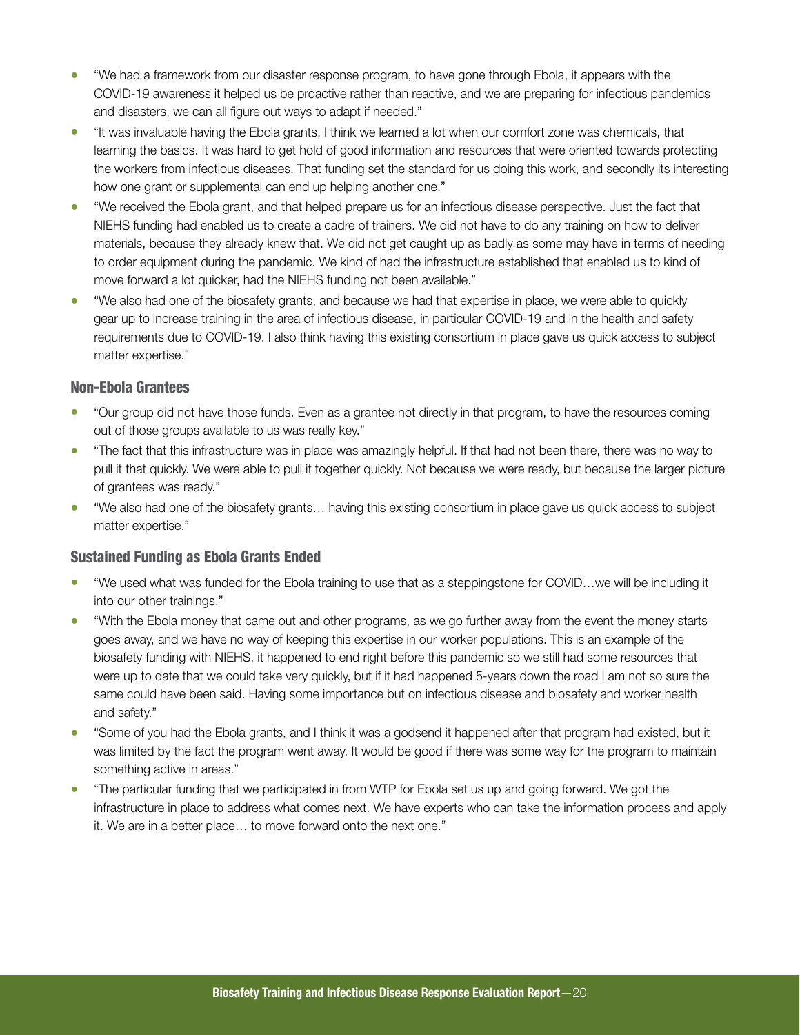- "We had a framework from our disaster response program, to have gone through Ebola, it appears with the COVID-19 awareness it helped us be proactive rather than reactive, and we are preparing for infectious pandemics and disasters, we can all figure out ways to adapt if needed."
- "It was invaluable having the Ebola grants, I think we learned a lot when our comfort zone was chemicals, that learning the basics. It was hard to get hold of good information and resources that were oriented towards protecting the workers from infectious diseases. That funding set the standard for us doing this work, and secondly its interesting how one grant or supplemental can end up helping another one."
- "We received the Ebola grant, and that helped prepare us for an infectious disease perspective. Just the fact that NIEHS funding had enabled us to create a cadre of trainers. We did not have to do any training on how to deliver materials, because they already knew that. We did not get caught up as badly as some may have in terms of needing to order equipment during the pandemic. We kind of had the infrastructure established that enabled us to kind of move forward a lot quicker, had the NIEHS funding not been available."
- "We also had one of the biosafety grants, and because we had that expertise in place, we were able to quickly gear up to increase training in the area of infectious disease, in particular COVID-19 and in the health and safety requirements due to COVID-19. I also think having this existing consortium in place gave us quick access to subject matter expertise."

### Non-Ebola Grantees

- "Our group did not have those funds. Even as a grantee not directly in that program, to have the resources coming out of those groups available to us was really key."
- "The fact that this infrastructure was in place was amazingly helpful. If that had not been there, there was no way to pull it that quickly. We were able to pull it together quickly. Not because we were ready, but because the larger picture of grantees was ready."
- "We also had one of the biosafety grants… having this existing consortium in place gave us quick access to subject matter expertise."

### Sustained Funding as Ebola Grants Ended

- "We used what was funded for the Ebola training to use that as a steppingstone for COVID…we will be including it into our other trainings."
- "With the Ebola money that came out and other programs, as we go further away from the event the money starts goes away, and we have no way of keeping this expertise in our worker populations. This is an example of the biosafety funding with NIEHS, it happened to end right before this pandemic so we still had some resources that were up to date that we could take very quickly, but if it had happened 5-years down the road I am not so sure the same could have been said. Having some importance but on infectious disease and biosafety and worker health and safety."
- "Some of you had the Ebola grants, and I think it was a godsend it happened after that program had existed, but it was limited by the fact the program went away. It would be good if there was some way for the program to maintain something active in areas."
- "The particular funding that we participated in from WTP for Ebola set us up and going forward. We got the infrastructure in place to address what comes next. We have experts who can take the information process and apply it. We are in a better place… to move forward onto the next one."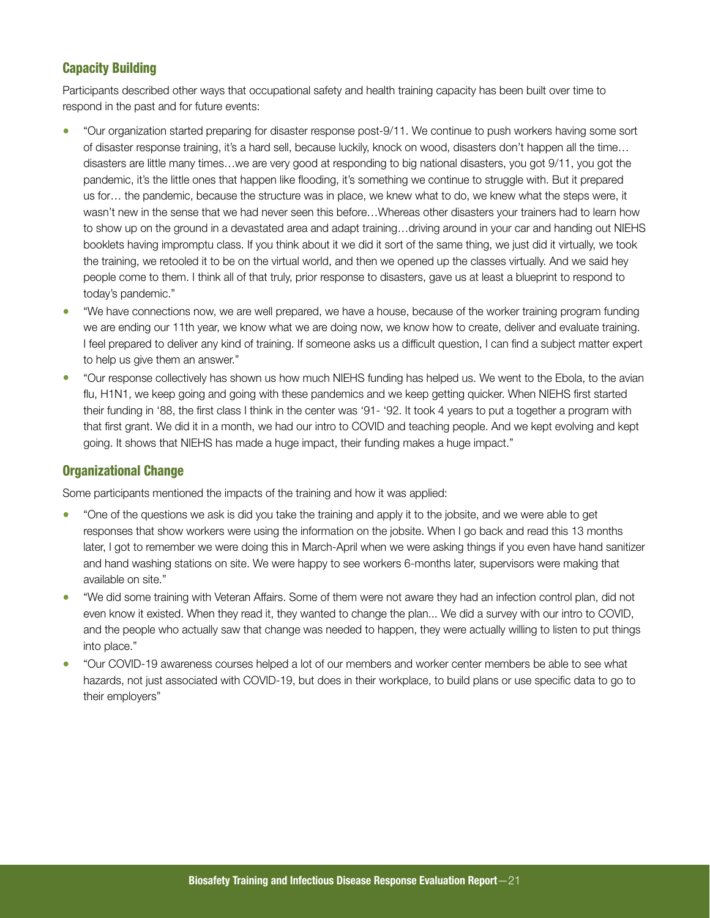## Capacity Building

Participants described other ways that occupational safety and health training capacity has been built over time to respond in the past and for future events:

- "Our organization started preparing for disaster response post-9/11. We continue to push workers having some sort of disaster response training, it's a hard sell, because luckily, knock on wood, disasters don't happen all the time… disasters are little many times…we are very good at responding to big national disasters, you got 9/11, you got the pandemic, it's the little ones that happen like flooding, it's something we continue to struggle with. But it prepared us for… the pandemic, because the structure was in place, we knew what to do, we knew what the steps were, it wasn't new in the sense that we had never seen this before…Whereas other disasters your trainers had to learn how to show up on the ground in a devastated area and adapt training…driving around in your car and handing out NIEHS booklets having impromptu class. If you think about it we did it sort of the same thing, we just did it virtually, we took the training, we retooled it to be on the virtual world, and then we opened up the classes virtually. And we said hey people come to them. I think all of that truly, prior response to disasters, gave us at least a blueprint to respond to today's pandemic."
- "We have connections now, we are well prepared, we have a house, because of the worker training program funding we are ending our 11th year, we know what we are doing now, we know how to create, deliver and evaluate training. I feel prepared to deliver any kind of training. If someone asks us a difficult question, I can find a subject matter expert to help us give them an answer."
- "Our response collectively has shown us how much NIEHS funding has helped us. We went to the Ebola, to the avian flu, H1N1, we keep going and going with these pandemics and we keep getting quicker. When NIEHS first started their funding in '88, the first class I think in the center was '91- '92. It took 4 years to put a together a program with that first grant. We did it in a month, we had our intro to COVID and teaching people. And we kept evolving and kept going. It shows that NIEHS has made a huge impact, their funding makes a huge impact."

## Organizational Change

Some participants mentioned the impacts of the training and how it was applied:

- "One of the questions we ask is did you take the training and apply it to the jobsite, and we were able to get responses that show workers were using the information on the jobsite. When I go back and read this 13 months later, I got to remember we were doing this in March-April when we were asking things if you even have hand sanitizer and hand washing stations on site. We were happy to see workers 6-months later, supervisors were making that available on site."
- "We did some training with Veteran Affairs. Some of them were not aware they had an infection control plan, did not even know it existed. When they read it, they wanted to change the plan... We did a survey with our intro to COVID, and the people who actually saw that change was needed to happen, they were actually willing to listen to put things into place."
- "Our COVID-19 awareness courses helped a lot of our members and worker center members be able to see what hazards, not just associated with COVID-19, but does in their workplace, to build plans or use specific data to go to their employers"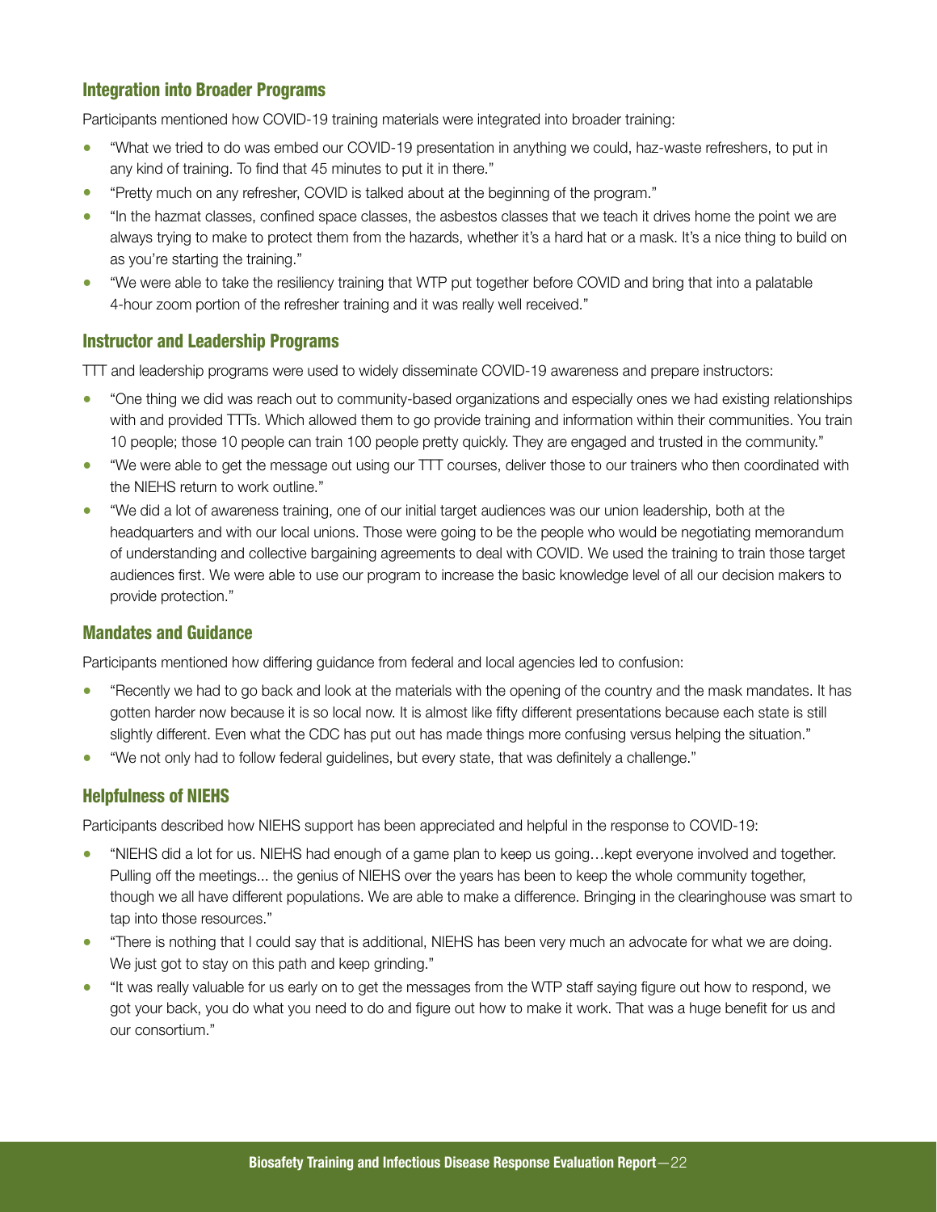### Integration into Broader Programs

Participants mentioned how COVID-19 training materials were integrated into broader training:

- "What we tried to do was embed our COVID-19 presentation in anything we could, haz-waste refreshers, to put in any kind of training. To find that 45 minutes to put it in there."
- "Pretty much on any refresher, COVID is talked about at the beginning of the program."
- "In the hazmat classes, confined space classes, the asbestos classes that we teach it drives home the point we are always trying to make to protect them from the hazards, whether it's a hard hat or a mask. It's a nice thing to build on as you're starting the training."
- "We were able to take the resiliency training that WTP put together before COVID and bring that into a palatable 4-hour zoom portion of the refresher training and it was really well received."

### Instructor and Leadership Programs

TTT and leadership programs were used to widely disseminate COVID-19 awareness and prepare instructors:

- "One thing we did was reach out to community-based organizations and especially ones we had existing relationships with and provided TTTs. Which allowed them to go provide training and information within their communities. You train 10 people; those 10 people can train 100 people pretty quickly. They are engaged and trusted in the community."
- "We were able to get the message out using our TTT courses, deliver those to our trainers who then coordinated with the NIEHS return to work outline."
- "We did a lot of awareness training, one of our initial target audiences was our union leadership, both at the headquarters and with our local unions. Those were going to be the people who would be negotiating memorandum of understanding and collective bargaining agreements to deal with COVID. We used the training to train those target audiences first. We were able to use our program to increase the basic knowledge level of all our decision makers to provide protection."

### Mandates and Guidance

Participants mentioned how differing guidance from federal and local agencies led to confusion:

- "Recently we had to go back and look at the materials with the opening of the country and the mask mandates. It has gotten harder now because it is so local now. It is almost like fifty different presentations because each state is still slightly different. Even what the CDC has put out has made things more confusing versus helping the situation."
- "We not only had to follow federal guidelines, but every state, that was definitely a challenge."

### Helpfulness of NIEHS

Participants described how NIEHS support has been appreciated and helpful in the response to COVID-19:

- "NIEHS did a lot for us. NIEHS had enough of a game plan to keep us going…kept everyone involved and together. Pulling off the meetings... the genius of NIEHS over the years has been to keep the whole community together, though we all have different populations. We are able to make a difference. Bringing in the clearinghouse was smart to tap into those resources."
- "There is nothing that I could say that is additional, NIEHS has been very much an advocate for what we are doing. We just got to stay on this path and keep grinding."
- "It was really valuable for us early on to get the messages from the WTP staff saying figure out how to respond, we got your back, you do what you need to do and figure out how to make it work. That was a huge benefit for us and our consortium."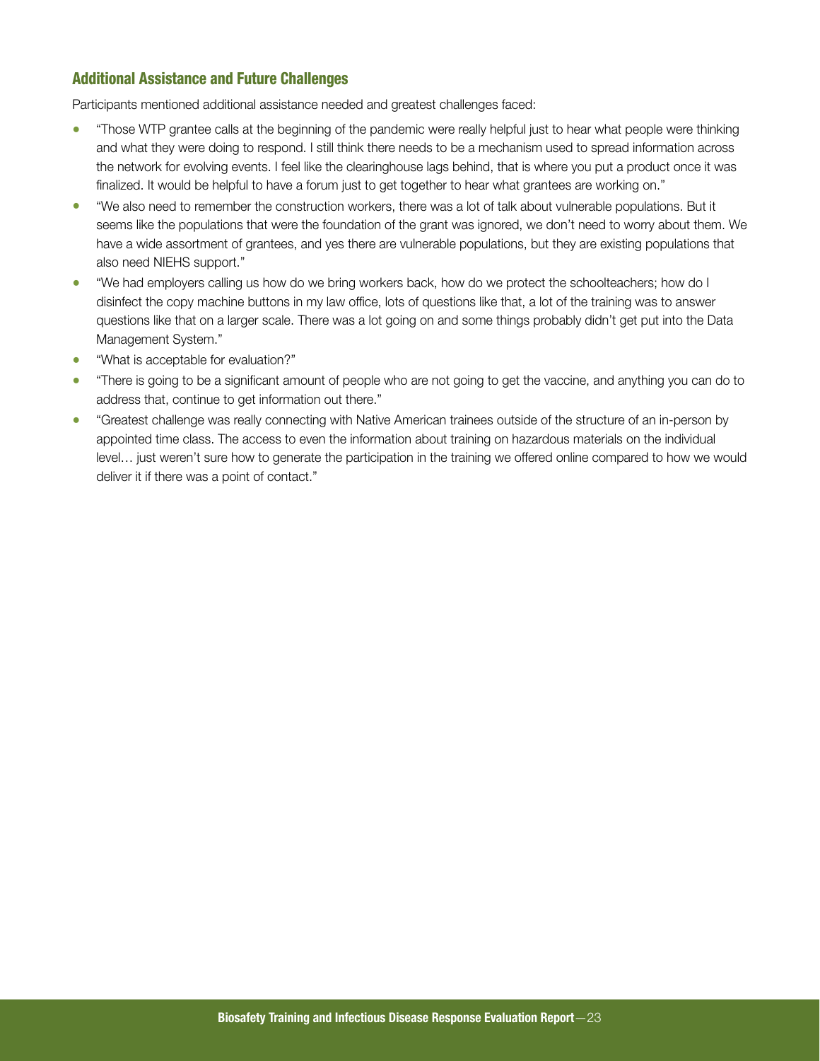## Additional Assistance and Future Challenges

Participants mentioned additional assistance needed and greatest challenges faced:

- "Those WTP grantee calls at the beginning of the pandemic were really helpful just to hear what people were thinking and what they were doing to respond. I still think there needs to be a mechanism used to spread information across the network for evolving events. I feel like the clearinghouse lags behind, that is where you put a product once it was finalized. It would be helpful to have a forum just to get together to hear what grantees are working on."
- "We also need to remember the construction workers, there was a lot of talk about vulnerable populations. But it seems like the populations that were the foundation of the grant was ignored, we don't need to worry about them. We have a wide assortment of grantees, and yes there are vulnerable populations, but they are existing populations that also need NIEHS support."
- "We had employers calling us how do we bring workers back, how do we protect the schoolteachers; how do I disinfect the copy machine buttons in my law office, lots of questions like that, a lot of the training was to answer questions like that on a larger scale. There was a lot going on and some things probably didn't get put into the Data Management System."
- "What is acceptable for evaluation?"
- "There is going to be a significant amount of people who are not going to get the vaccine, and anything you can do to address that, continue to get information out there."
- "Greatest challenge was really connecting with Native American trainees outside of the structure of an in-person by appointed time class. The access to even the information about training on hazardous materials on the individual level… just weren't sure how to generate the participation in the training we offered online compared to how we would deliver it if there was a point of contact."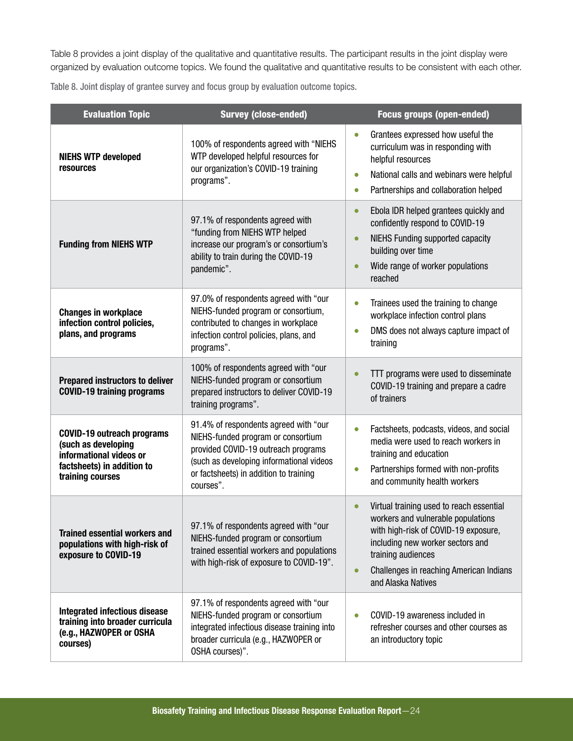Table 8 provides a joint display of the qualitative and quantitative results. The participant results in the joint display were organized by evaluation outcome topics. We found the qualitative and quantitative results to be consistent with each other.

Table 8. Joint display of grantee survey and focus group by evaluation outcome topics.

| Evaluation Topic | Survey (close-ended) | Focus groups (open-ended) |
| --- | --- | --- |
| **NIEHS WTP developed resources** | 100% of respondents agreed with "NIEHS WTP developed helpful resources for our organization's COVID-19 training programs". | • Grantees expressed how useful the curriculum was in responding with helpful resources<br>• National calls and webinars were helpful<br>• Partnerships and collaboration helped |
| **Funding from NIEHS WTP** | 97.1% of respondents agreed with "funding from NIEHS WTP helped increase our program's or consortium's ability to train during the COVID-19 pandemic". | • Ebola IDR helped grantees quickly and confidently respond to COVID-19<br>• NIEHS Funding supported capacity building over time<br>• Wide range of worker populations reached |
| **Changes in workplace infection control policies, plans, and programs** | 97.0% of respondents agreed with "our NIEHS-funded program or consortium, contributed to changes in workplace infection control policies, plans, and programs". | • Trainees used the training to change workplace infection control plans<br>• DMS does not always capture impact of training |
| **Prepared instructors to deliver COVID-19 training programs** | 100% of respondents agreed with "our NIEHS-funded program or consortium prepared instructors to deliver COVID-19 training programs". | • TTT programs were used to disseminate COVID-19 training and prepare a cadre of trainers |
| **COVID-19 outreach programs (such as developing informational videos or factsheets) in addition to training courses** | 91.4% of respondents agreed with "our NIEHS-funded program or consortium provided COVID-19 outreach programs (such as developing informational videos or factsheets) in addition to training courses". | • Factsheets, podcasts, videos, and social media were used to reach workers in training and education<br>• Partnerships formed with non-profits and community health workers |
| **Trained essential workers and populations with high-risk of exposure to COVID-19** | 97.1% of respondents agreed with "our NIEHS-funded program or consortium trained essential workers and populations with high-risk of exposure to COVID-19". | • Virtual training used to reach essential workers and vulnerable populations with high-risk of COVID-19 exposure, including new worker sectors and training audiences<br>• Challenges in reaching American Indians and Alaska Natives |
| **Integrated infectious disease training into broader curricula (e.g., HAZWOPER or OSHA courses)** | 97.1% of respondents agreed with "our NIEHS-funded program or consortium integrated infectious disease training into broader curricula (e.g., HAZWOPER or OSHA courses)". | • COVID-19 awareness included in refresher courses and other courses as an introductory topic |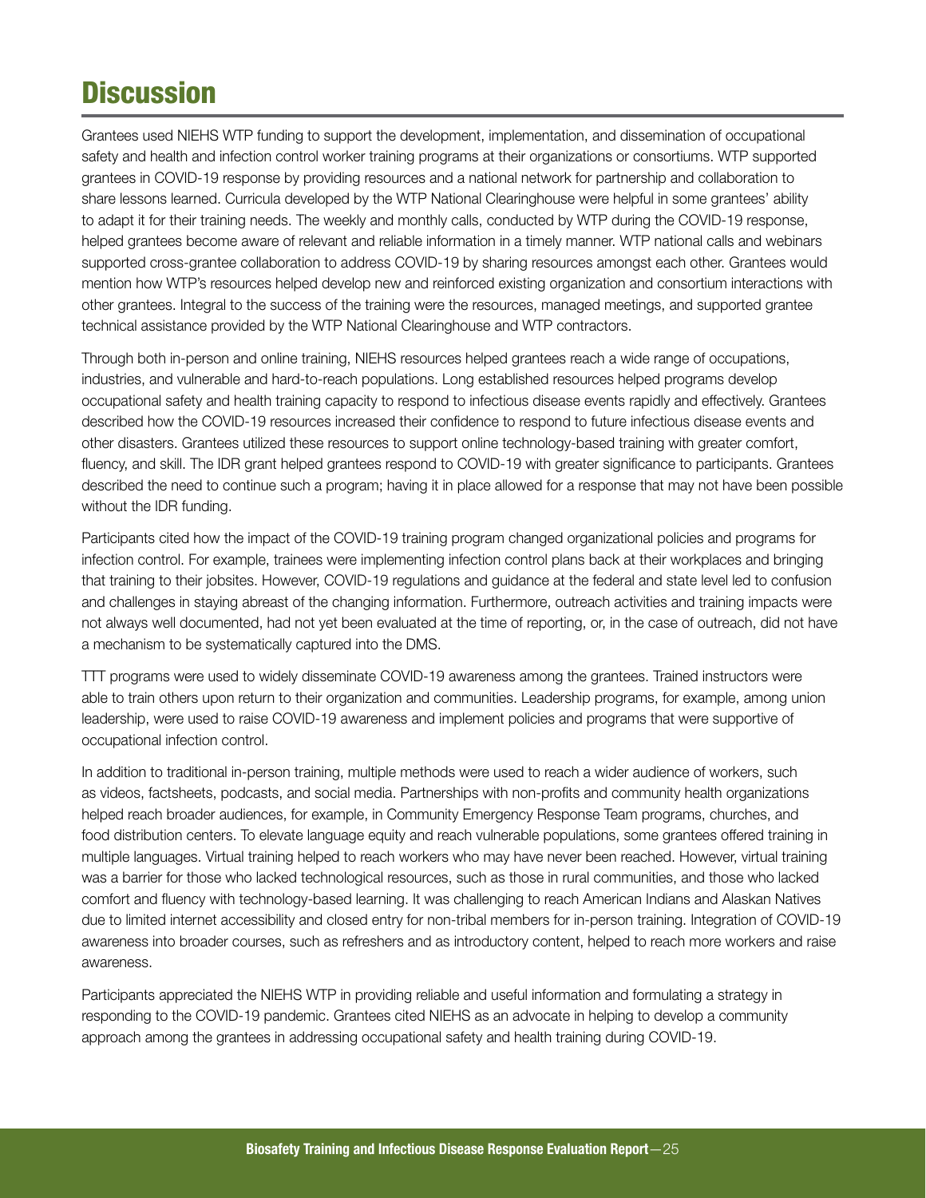# Discussion

Grantees used NIEHS WTP funding to support the development, implementation, and dissemination of occupational safety and health and infection control worker training programs at their organizations or consortiums. WTP supported grantees in COVID-19 response by providing resources and a national network for partnership and collaboration to share lessons learned. Curricula developed by the WTP National Clearinghouse were helpful in some grantees' ability to adapt it for their training needs. The weekly and monthly calls, conducted by WTP during the COVID-19 response, helped grantees become aware of relevant and reliable information in a timely manner. WTP national calls and webinars supported cross-grantee collaboration to address COVID-19 by sharing resources amongst each other. Grantees would mention how WTP's resources helped develop new and reinforced existing organization and consortium interactions with other grantees. Integral to the success of the training were the resources, managed meetings, and supported grantee technical assistance provided by the WTP National Clearinghouse and WTP contractors.

Through both in-person and online training, NIEHS resources helped grantees reach a wide range of occupations, industries, and vulnerable and hard-to-reach populations. Long established resources helped programs develop occupational safety and health training capacity to respond to infectious disease events rapidly and effectively. Grantees described how the COVID-19 resources increased their confidence to respond to future infectious disease events and other disasters. Grantees utilized these resources to support online technology-based training with greater comfort, fluency, and skill. The IDR grant helped grantees respond to COVID-19 with greater significance to participants. Grantees described the need to continue such a program; having it in place allowed for a response that may not have been possible without the IDR funding.

Participants cited how the impact of the COVID-19 training program changed organizational policies and programs for infection control. For example, trainees were implementing infection control plans back at their workplaces and bringing that training to their jobsites. However, COVID-19 regulations and guidance at the federal and state level led to confusion and challenges in staying abreast of the changing information. Furthermore, outreach activities and training impacts were not always well documented, had not yet been evaluated at the time of reporting, or, in the case of outreach, did not have a mechanism to be systematically captured into the DMS.

TTT programs were used to widely disseminate COVID-19 awareness among the grantees. Trained instructors were able to train others upon return to their organization and communities. Leadership programs, for example, among union leadership, were used to raise COVID-19 awareness and implement policies and programs that were supportive of occupational infection control.

In addition to traditional in-person training, multiple methods were used to reach a wider audience of workers, such as videos, factsheets, podcasts, and social media. Partnerships with non-profits and community health organizations helped reach broader audiences, for example, in Community Emergency Response Team programs, churches, and food distribution centers. To elevate language equity and reach vulnerable populations, some grantees offered training in multiple languages. Virtual training helped to reach workers who may have never been reached. However, virtual training was a barrier for those who lacked technological resources, such as those in rural communities, and those who lacked comfort and fluency with technology-based learning. It was challenging to reach American Indians and Alaskan Natives due to limited internet accessibility and closed entry for non-tribal members for in-person training. Integration of COVID-19 awareness into broader courses, such as refreshers and as introductory content, helped to reach more workers and raise awareness.

Participants appreciated the NIEHS WTP in providing reliable and useful information and formulating a strategy in responding to the COVID-19 pandemic. Grantees cited NIEHS as an advocate in helping to develop a community approach among the grantees in addressing occupational safety and health training during COVID-19.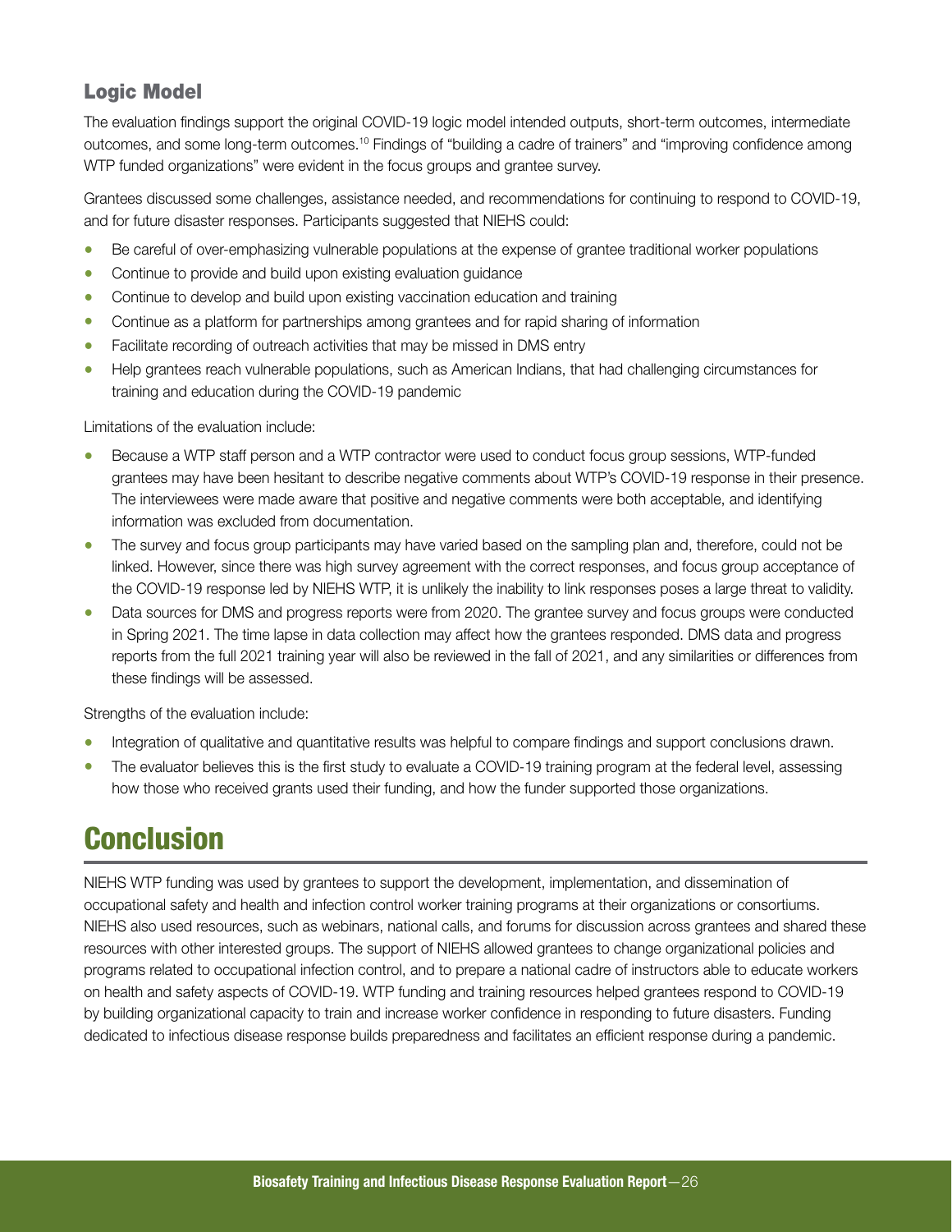### Logic Model

The evaluation findings support the original COVID-19 logic model intended outputs, short-term outcomes, intermediate outcomes, and some long-term outcomes.[10] Findings of "building a cadre of trainers" and "improving confidence among WTP funded organizations" were evident in the focus groups and grantee survey.

Grantees discussed some challenges, assistance needed, and recommendations for continuing to respond to COVID-19, and for future disaster responses. Participants suggested that NIEHS could:

- Be careful of over-emphasizing vulnerable populations at the expense of grantee traditional worker populations
- Continue to provide and build upon existing evaluation guidance
- Continue to develop and build upon existing vaccination education and training
- Continue as a platform for partnerships among grantees and for rapid sharing of information
- Facilitate recording of outreach activities that may be missed in DMS entry
- Help grantees reach vulnerable populations, such as American Indians, that had challenging circumstances for training and education during the COVID-19 pandemic

Limitations of the evaluation include:

- Because a WTP staff person and a WTP contractor were used to conduct focus group sessions, WTP-funded grantees may have been hesitant to describe negative comments about WTP's COVID-19 response in their presence. The interviewees were made aware that positive and negative comments were both acceptable, and identifying information was excluded from documentation.
- The survey and focus group participants may have varied based on the sampling plan and, therefore, could not be linked. However, since there was high survey agreement with the correct responses, and focus group acceptance of the COVID-19 response led by NIEHS WTP, it is unlikely the inability to link responses poses a large threat to validity.
- Data sources for DMS and progress reports were from 2020. The grantee survey and focus groups were conducted in Spring 2021. The time lapse in data collection may affect how the grantees responded. DMS data and progress reports from the full 2021 training year will also be reviewed in the fall of 2021, and any similarities or differences from these findings will be assessed.

Strengths of the evaluation include:

- Integration of qualitative and quantitative results was helpful to compare findings and support conclusions drawn.
- The evaluator believes this is the first study to evaluate a COVID-19 training program at the federal level, assessing how those who received grants used their funding, and how the funder supported those organizations.

# Conclusion

NIEHS WTP funding was used by grantees to support the development, implementation, and dissemination of occupational safety and health and infection control worker training programs at their organizations or consortiums. NIEHS also used resources, such as webinars, national calls, and forums for discussion across grantees and shared these resources with other interested groups. The support of NIEHS allowed grantees to change organizational policies and programs related to occupational infection control, and to prepare a national cadre of instructors able to educate workers on health and safety aspects of COVID-19. WTP funding and training resources helped grantees respond to COVID-19 by building organizational capacity to train and increase worker confidence in responding to future disasters. Funding dedicated to infectious disease response builds preparedness and facilitates an efficient response during a pandemic.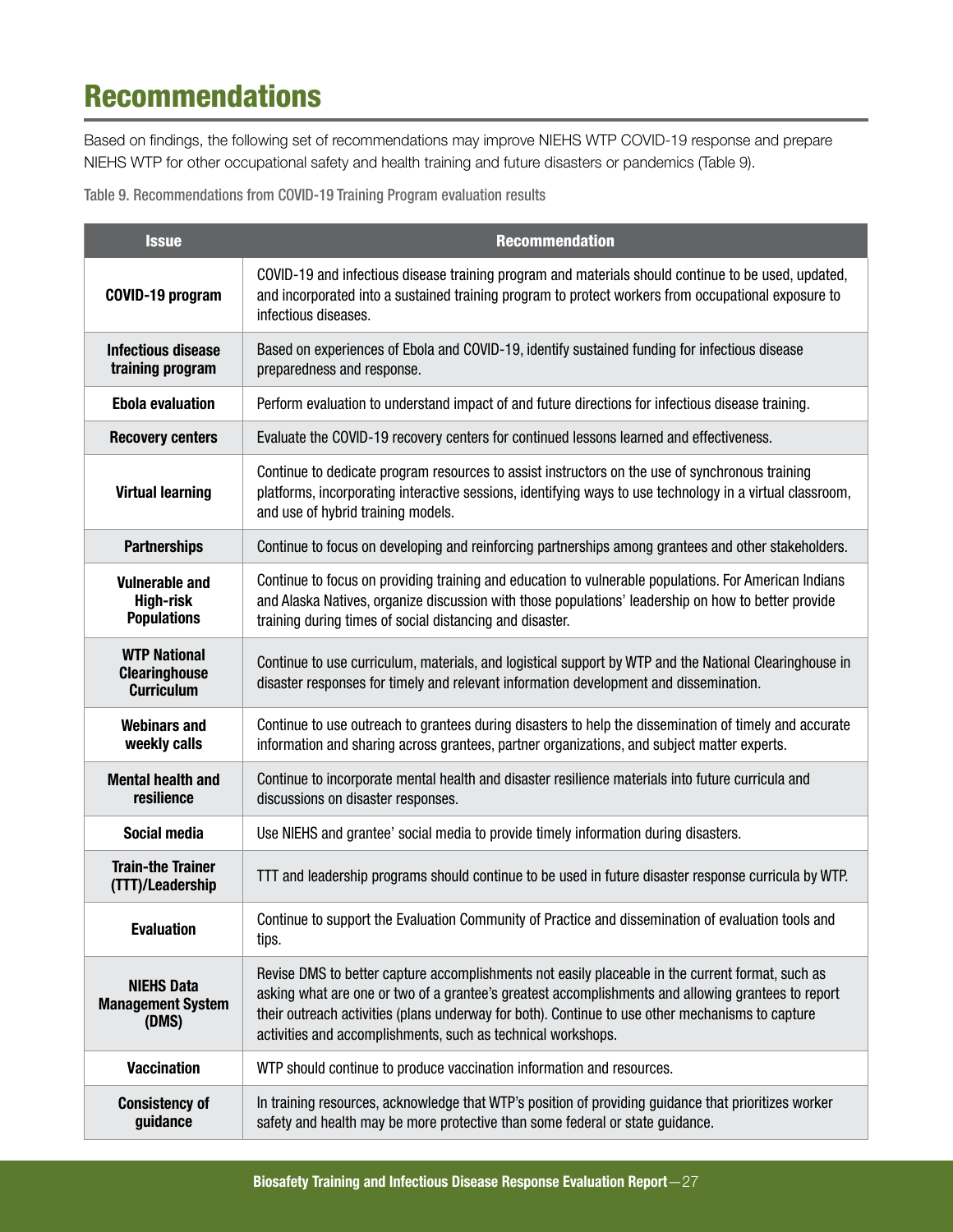# Recommendations

Based on findings, the following set of recommendations may improve NIEHS WTP COVID-19 response and prepare NIEHS WTP for other occupational safety and health training and future disasters or pandemics (Table 9).

Table 9. Recommendations from COVID-19 Training Program evaluation results

| Issue | Recommendation |
|---|---|
| **COVID-19 program** | COVID-19 and infectious disease training program and materials should continue to be used, updated, and incorporated into a sustained training program to protect workers from occupational exposure to infectious diseases. |
| **Infectious disease training program** | Based on experiences of Ebola and COVID-19, identify sustained funding for infectious disease preparedness and response. |
| **Ebola evaluation** | Perform evaluation to understand impact of and future directions for infectious disease training. |
| **Recovery centers** | Evaluate the COVID-19 recovery centers for continued lessons learned and effectiveness. |
| **Virtual learning** | Continue to dedicate program resources to assist instructors on the use of synchronous training platforms, incorporating interactive sessions, identifying ways to use technology in a virtual classroom, and use of hybrid training models. |
| **Partnerships** | Continue to focus on developing and reinforcing partnerships among grantees and other stakeholders. |
| **Vulnerable and High-risk Populations** | Continue to focus on providing training and education to vulnerable populations. For American Indians and Alaska Natives, organize discussion with those populations' leadership on how to better provide training during times of social distancing and disaster. |
| **WTP National Clearinghouse Curriculum** | Continue to use curriculum, materials, and logistical support by WTP and the National Clearinghouse in disaster responses for timely and relevant information development and dissemination. |
| **Webinars and weekly calls** | Continue to use outreach to grantees during disasters to help the dissemination of timely and accurate information and sharing across grantees, partner organizations, and subject matter experts. |
| **Mental health and resilience** | Continue to incorporate mental health and disaster resilience materials into future curricula and discussions on disaster responses. |
| **Social media** | Use NIEHS and grantee' social media to provide timely information during disasters. |
| **Train-the Trainer (TTT)/Leadership** | TTT and leadership programs should continue to be used in future disaster response curricula by WTP. |
| **Evaluation** | Continue to support the Evaluation Community of Practice and dissemination of evaluation tools and tips. |
| **NIEHS Data Management System (DMS)** | Revise DMS to better capture accomplishments not easily placeable in the current format, such as asking what are one or two of a grantee's greatest accomplishments and allowing grantees to report their outreach activities (plans underway for both). Continue to use other mechanisms to capture activities and accomplishments, such as technical workshops. |
| **Vaccination** | WTP should continue to produce vaccination information and resources. |
| **Consistency of guidance** | In training resources, acknowledge that WTP's position of providing guidance that prioritizes worker safety and health may be more protective than some federal or state guidance. |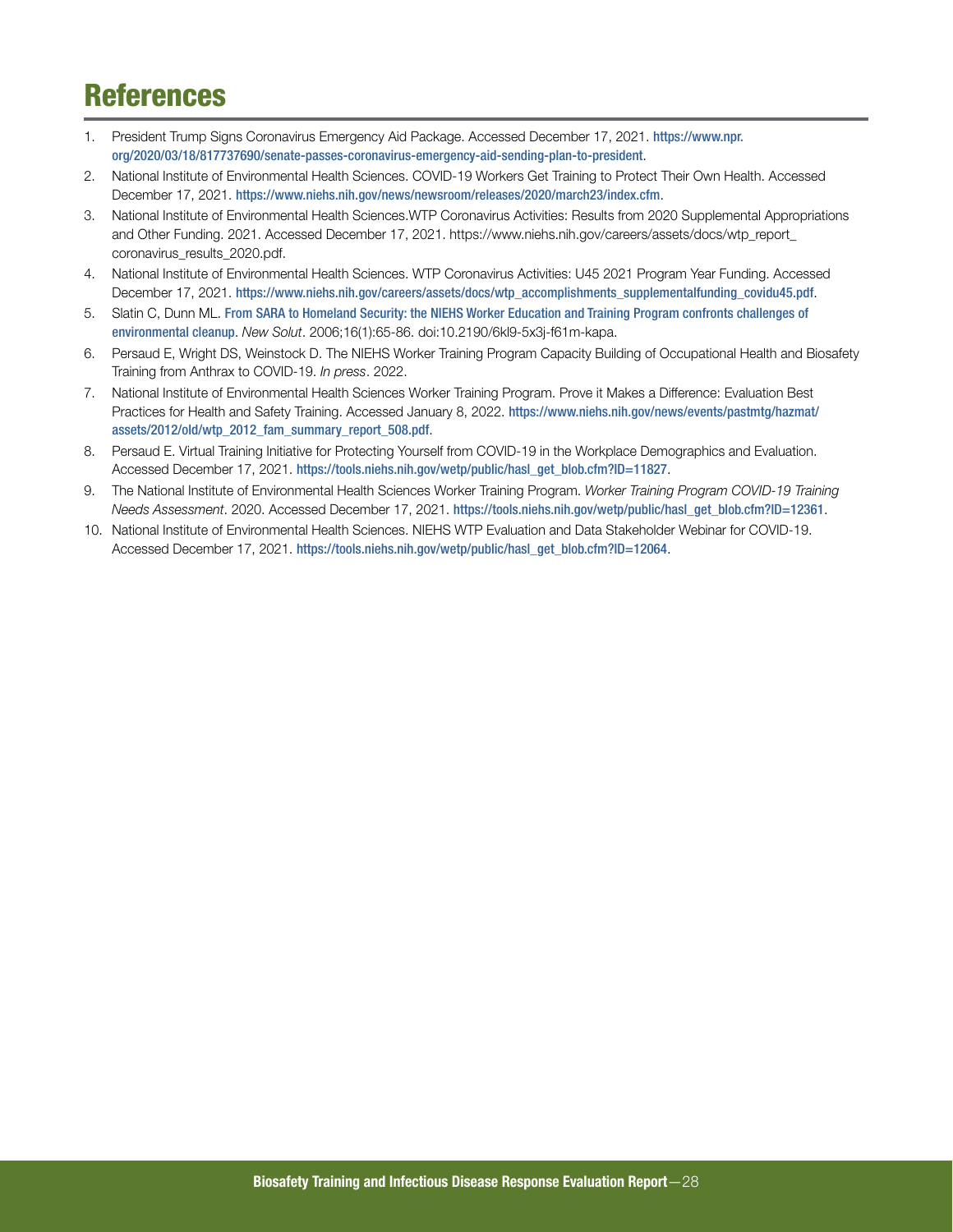# References

1. President Trump Signs Coronavirus Emergency Aid Package. Accessed December 17, 2021. https://www.npr.org/2020/03/18/817737690/senate-passes-coronavirus-emergency-aid-sending-plan-to-president.
2. National Institute of Environmental Health Sciences. COVID-19 Workers Get Training to Protect Their Own Health. Accessed December 17, 2021. https://www.niehs.nih.gov/news/newsroom/releases/2020/march23/index.cfm.
3. National Institute of Environmental Health Sciences.WTP Coronavirus Activities: Results from 2020 Supplemental Appropriations and Other Funding. 2021. Accessed December 17, 2021. https://www.niehs.nih.gov/careers/assets/docs/wtp_report_coronavirus_results_2020.pdf.
4. National Institute of Environmental Health Sciences. WTP Coronavirus Activities: U45 2021 Program Year Funding. Accessed December 17, 2021. https://www.niehs.nih.gov/careers/assets/docs/wtp_accomplishments_supplementalfunding_covidu45.pdf.
5. Slatin C, Dunn ML. From SARA to Homeland Security: the NIEHS Worker Education and Training Program confronts challenges of environmental cleanup. *New Solut*. 2006;16(1):65-86. doi:10.2190/6kl9-5x3j-f61m-kapa.
6. Persaud E, Wright DS, Weinstock D. The NIEHS Worker Training Program Capacity Building of Occupational Health and Biosafety Training from Anthrax to COVID-19. *In press*. 2022.
7. National Institute of Environmental Health Sciences Worker Training Program. Prove it Makes a Difference: Evaluation Best Practices for Health and Safety Training. Accessed January 8, 2022. https://www.niehs.nih.gov/news/events/pastmtg/hazmat/assets/2012/old/wtp_2012_fam_summary_report_508.pdf.
8. Persaud E. Virtual Training Initiative for Protecting Yourself from COVID-19 in the Workplace Demographics and Evaluation. Accessed December 17, 2021. https://tools.niehs.nih.gov/wetp/public/hasl_get_blob.cfm?ID=11827.
9. The National Institute of Environmental Health Sciences Worker Training Program. *Worker Training Program COVID-19 Training Needs Assessment*. 2020. Accessed December 17, 2021. https://tools.niehs.nih.gov/wetp/public/hasl_get_blob.cfm?ID=12361.
10. National Institute of Environmental Health Sciences. NIEHS WTP Evaluation and Data Stakeholder Webinar for COVID-19. Accessed December 17, 2021. https://tools.niehs.nih.gov/wetp/public/hasl_get_blob.cfm?ID=12064.